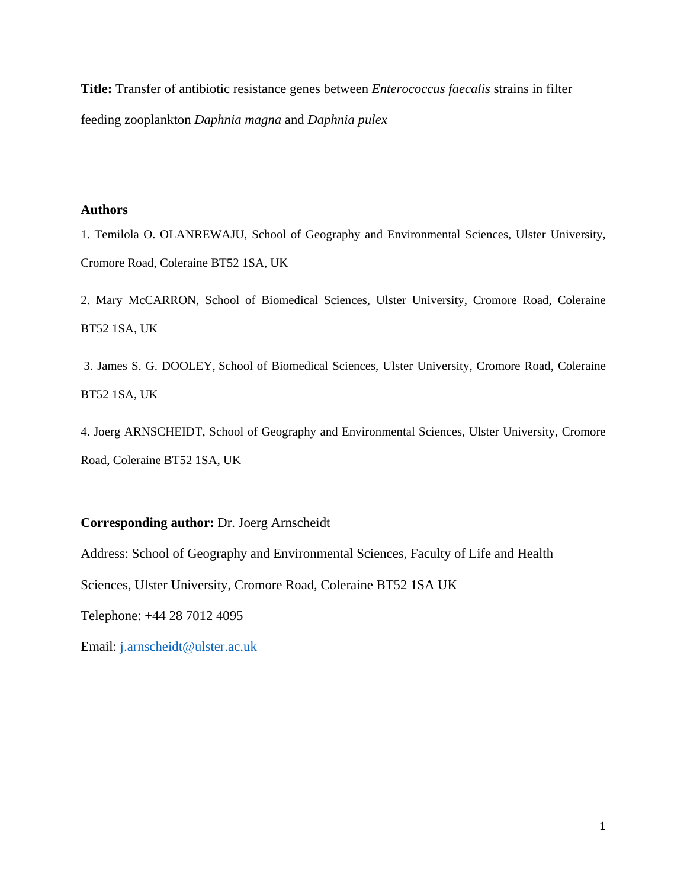**Title:** Transfer of antibiotic resistance genes between *Enterococcus faecalis* strains in filter feeding zooplankton *Daphnia magna* and *Daphnia pulex*

**Authors**

1. Temilola O. OLANREWAJU, School of Geography and Environmental Sciences, Ulster University, Cromore Road, Coleraine BT52 1SA, UK

2. Mary McCARRON, School of Biomedical Sciences, Ulster University, Cromore Road, Coleraine BT52 1SA, UK

3. James S. G. DOOLEY, School of Biomedical Sciences, Ulster University, Cromore Road, Coleraine BT52 1SA, UK

4. Joerg ARNSCHEIDT, School of Geography and Environmental Sciences, Ulster University, Cromore Road, Coleraine BT52 1SA, UK

**Corresponding author:** Dr. Joerg Arnscheidt

Address: School of Geography and Environmental Sciences, Faculty of Life and Health Sciences, Ulster University, Cromore Road, Coleraine BT52 1SA UK

Telephone: +44 28 7012 4095

Email: j.arnscheidt@ulster.ac.uk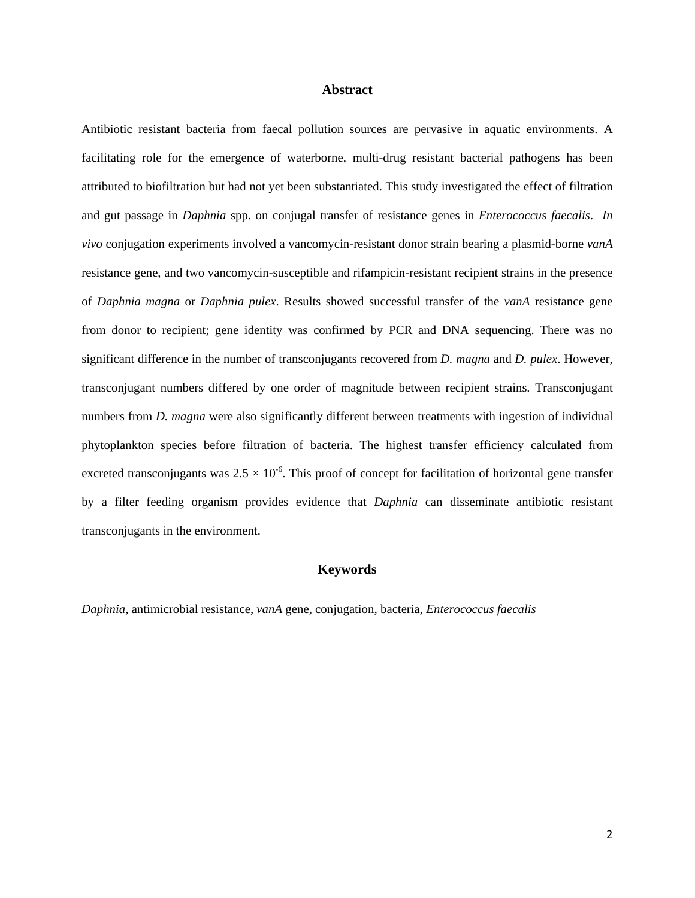## Abstract

Antibiotic resistant bacteria from faecal pollution sources are pervasive in aquatic environments. A facilitating role for the emergence of waterborne, multi-drug resistant bacterial pathogens has been attributed to biofiltration but had not yet been substantiated. This study investigated the effect of filtration and gut passage in *Daphnia* spp. on conjugal transfer of resistance genes in *Enterococcus faecalis*. *In vivo* conjugation experiments involved a vancomycin-resistant donor strain bearing a plasmid-borne *vanA* resistance gene, and two vancomycin-susceptible and rifampicin-resistant recipient strains in the presence of *Daphnia magna* or *Daphnia pulex*. Results showed successful transfer of the *vanA* resistance gene from donor to recipient; gene identity was confirmed by PCR and DNA sequencing. There was no significant difference in the number of transconjugants recovered from *D. magna* and *D. pulex*. However, transconjugant numbers differed by one order of magnitude between recipient strains. Transconjugant numbers from *D. magna* were also significantly different between treatments with ingestion of individual phytoplankton species before filtration of bacteria. The highest transfer efficiency calculated from excreted transconjugants was $2.5 \times 10^{-6}$. This proof of concept for facilitation of horizontal gene transfer by a filter feeding organism provides evidence that *Daphnia* can disseminate antibiotic resistant transconjugants in the environment.

## Keywords

*Daphnia*, antimicrobial resistance, *vanA* gene, conjugation, bacteria, *Enterococcus faecalis*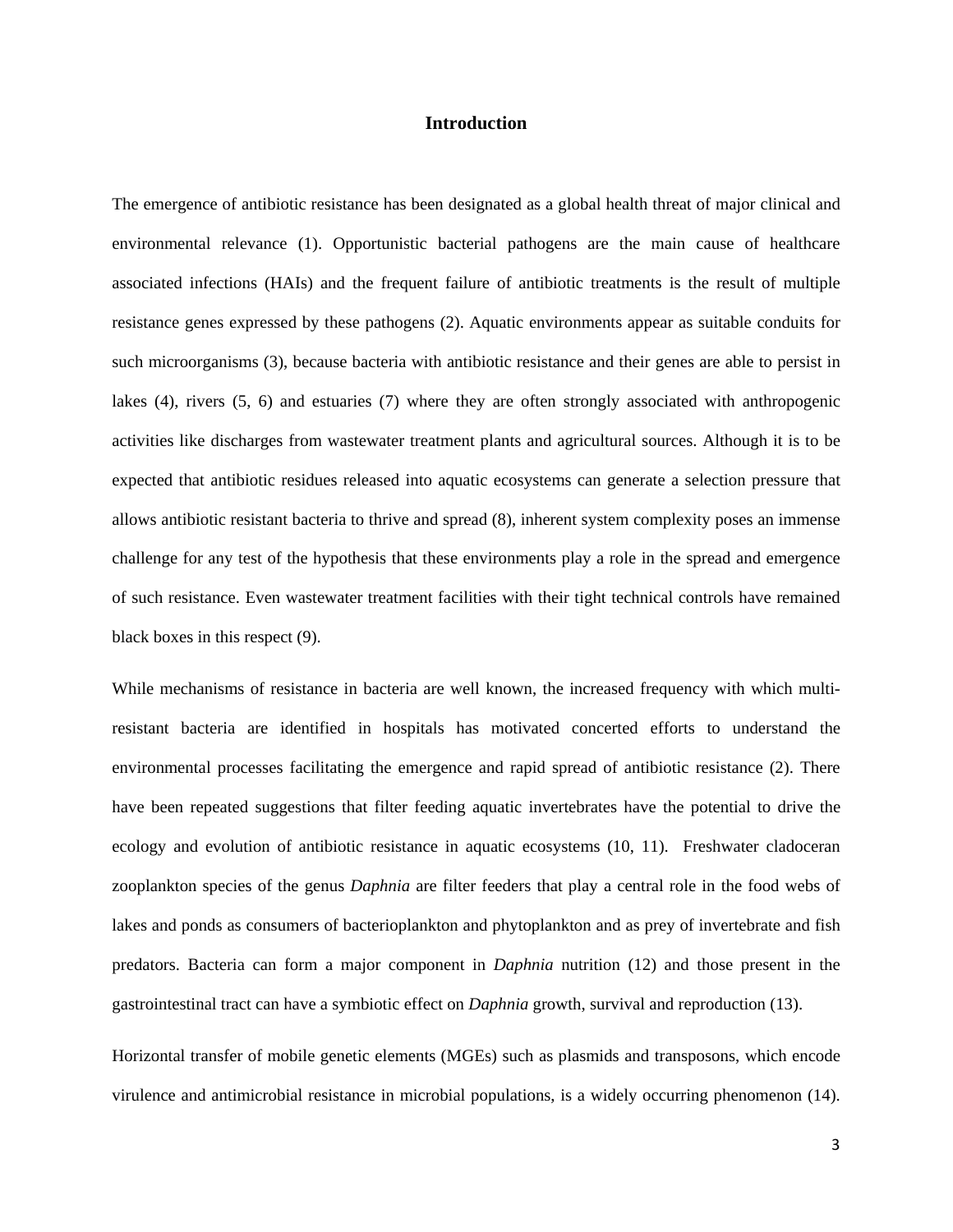## Introduction

The emergence of antibiotic resistance has been designated as a global health threat of major clinical and environmental relevance (1). Opportunistic bacterial pathogens are the main cause of healthcare associated infections (HAIs) and the frequent failure of antibiotic treatments is the result of multiple resistance genes expressed by these pathogens (2). Aquatic environments appear as suitable conduits for such microorganisms (3), because bacteria with antibiotic resistance and their genes are able to persist in lakes (4), rivers (5, 6) and estuaries (7) where they are often strongly associated with anthropogenic activities like discharges from wastewater treatment plants and agricultural sources. Although it is to be expected that antibiotic residues released into aquatic ecosystems can generate a selection pressure that allows antibiotic resistant bacteria to thrive and spread (8), inherent system complexity poses an immense challenge for any test of the hypothesis that these environments play a role in the spread and emergence of such resistance. Even wastewater treatment facilities with their tight technical controls have remained black boxes in this respect (9).

While mechanisms of resistance in bacteria are well known, the increased frequency with which multi-resistant bacteria are identified in hospitals has motivated concerted efforts to understand the environmental processes facilitating the emergence and rapid spread of antibiotic resistance (2). There have been repeated suggestions that filter feeding aquatic invertebrates have the potential to drive the ecology and evolution of antibiotic resistance in aquatic ecosystems (10, 11). Freshwater cladoceran zooplankton species of the genus *Daphnia* are filter feeders that play a central role in the food webs of lakes and ponds as consumers of bacterioplankton and phytoplankton and as prey of invertebrate and fish predators. Bacteria can form a major component in *Daphnia* nutrition (12) and those present in the gastrointestinal tract can have a symbiotic effect on *Daphnia* growth, survival and reproduction (13).

Horizontal transfer of mobile genetic elements (MGEs) such as plasmids and transposons, which encode virulence and antimicrobial resistance in microbial populations, is a widely occurring phenomenon (14).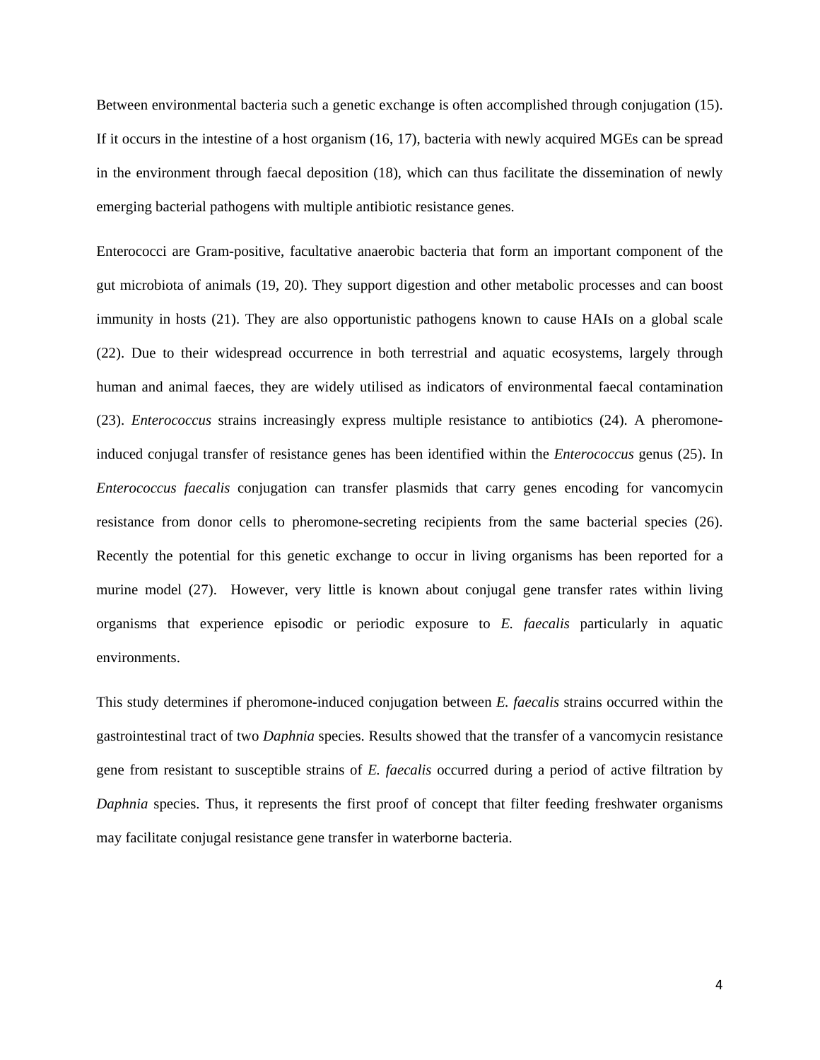Between environmental bacteria such a genetic exchange is often accomplished through conjugation (15). If it occurs in the intestine of a host organism (16, 17), bacteria with newly acquired MGEs can be spread in the environment through faecal deposition (18), which can thus facilitate the dissemination of newly emerging bacterial pathogens with multiple antibiotic resistance genes.

Enterococci are Gram-positive, facultative anaerobic bacteria that form an important component of the gut microbiota of animals (19, 20). They support digestion and other metabolic processes and can boost immunity in hosts (21). They are also opportunistic pathogens known to cause HAIs on a global scale (22). Due to their widespread occurrence in both terrestrial and aquatic ecosystems, largely through human and animal faeces, they are widely utilised as indicators of environmental faecal contamination (23). *Enterococcus* strains increasingly express multiple resistance to antibiotics (24). A pheromone-induced conjugal transfer of resistance genes has been identified within the *Enterococcus* genus (25). In *Enterococcus faecalis* conjugation can transfer plasmids that carry genes encoding for vancomycin resistance from donor cells to pheromone-secreting recipients from the same bacterial species (26). Recently the potential for this genetic exchange to occur in living organisms has been reported for a murine model (27). However, very little is known about conjugal gene transfer rates within living organisms that experience episodic or periodic exposure to *E. faecalis* particularly in aquatic environments.

This study determines if pheromone-induced conjugation between *E. faecalis* strains occurred within the gastrointestinal tract of two *Daphnia* species. Results showed that the transfer of a vancomycin resistance gene from resistant to susceptible strains of *E. faecalis* occurred during a period of active filtration by *Daphnia* species. Thus, it represents the first proof of concept that filter feeding freshwater organisms may facilitate conjugal resistance gene transfer in waterborne bacteria.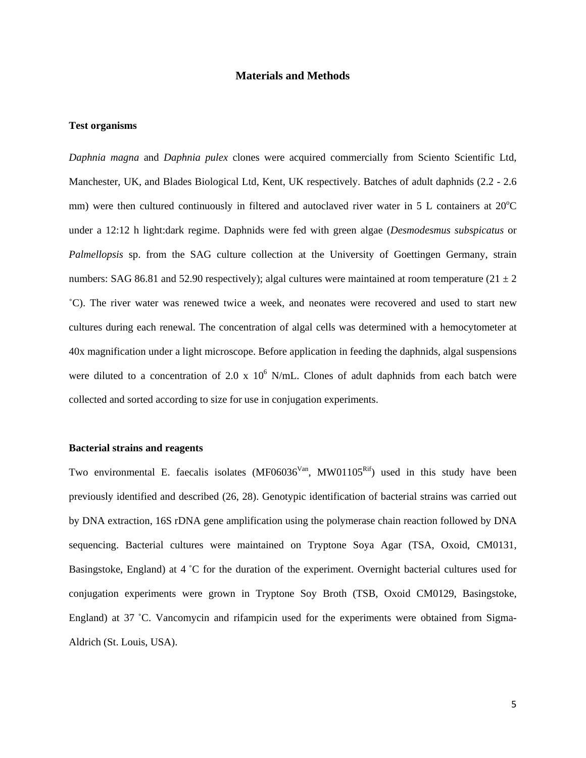## Materials and Methods

### Test organisms

*Daphnia magna* and *Daphnia pulex* clones were acquired commercially from Sciento Scientific Ltd, Manchester, UK, and Blades Biological Ltd, Kent, UK respectively. Batches of adult daphnids (2.2 - 2.6 mm) were then cultured continuously in filtered and autoclaved river water in 5 L containers at 20$^{o}$C under a 12:12 h light:dark regime. Daphnids were fed with green algae (*Desmodesmus subspicatus* or *Palmellopsis* sp. from the SAG culture collection at the University of Goettingen Germany, strain numbers: SAG 86.81 and 52.90 respectively); algal cultures were maintained at room temperature (21 ± 2 ˚C). The river water was renewed twice a week, and neonates were recovered and used to start new cultures during each renewal. The concentration of algal cells was determined with a hemocytometer at 40x magnification under a light microscope. Before application in feeding the daphnids, algal suspensions were diluted to a concentration of $2.0 \times 10^{6}$ N/mL. Clones of adult daphnids from each batch were collected and sorted according to size for use in conjugation experiments.

### Bacterial strains and reagents

Two environmental E. faecalis isolates (MF06036$^{Van}$, MW01105$^{Rif}$) used in this study have been previously identified and described (26, 28). Genotypic identification of bacterial strains was carried out by DNA extraction, 16S rDNA gene amplification using the polymerase chain reaction followed by DNA sequencing. Bacterial cultures were maintained on Tryptone Soya Agar (TSA, Oxoid, CM0131, Basingstoke, England) at 4 ˚C for the duration of the experiment. Overnight bacterial cultures used for conjugation experiments were grown in Tryptone Soy Broth (TSB, Oxoid CM0129, Basingstoke, England) at 37 ˚C. Vancomycin and rifampicin used for the experiments were obtained from Sigma-Aldrich (St. Louis, USA).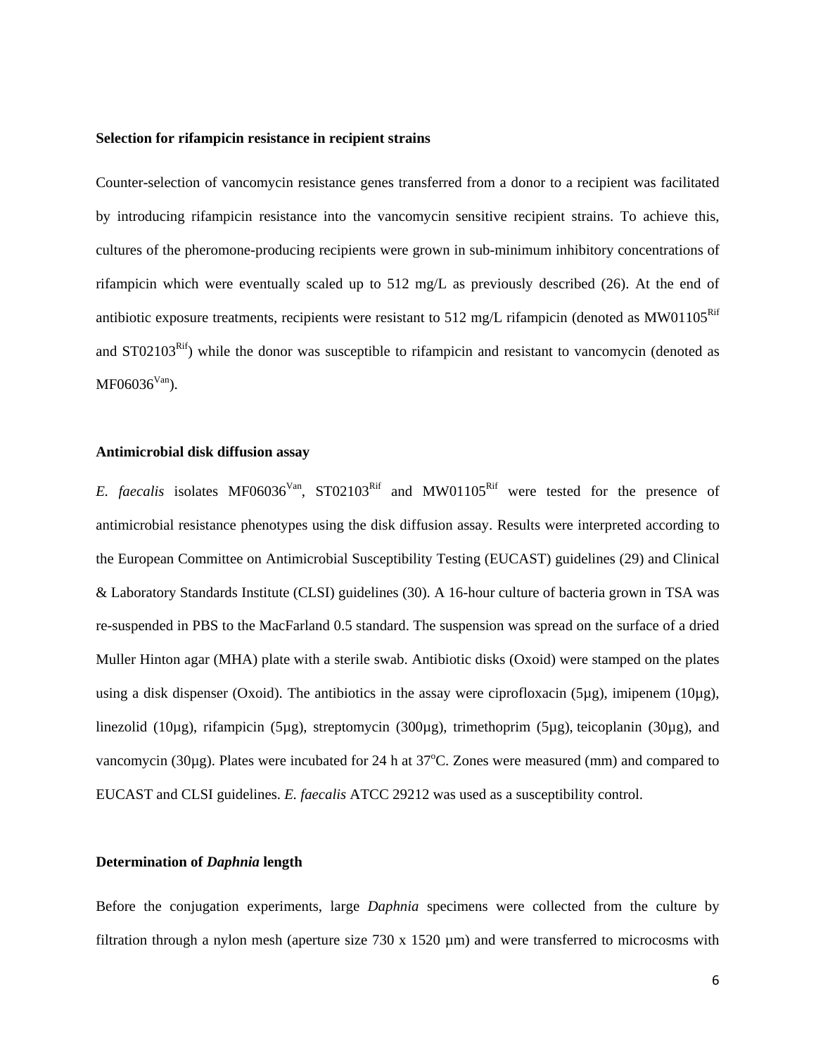**Selection for rifampicin resistance in recipient strains**

Counter-selection of vancomycin resistance genes transferred from a donor to a recipient was facilitated by introducing rifampicin resistance into the vancomycin sensitive recipient strains. To achieve this, cultures of the pheromone-producing recipients were grown in sub-minimum inhibitory concentrations of rifampicin which were eventually scaled up to 512 mg/L as previously described (26). At the end of antibiotic exposure treatments, recipients were resistant to 512 mg/L rifampicin (denoted as $MW01105^{Rif}$ and $ST02103^{Rif}$) while the donor was susceptible to rifampicin and resistant to vancomycin (denoted as $MF06036^{Van}$).

**Antimicrobial disk diffusion assay**

*E. faecalis* isolates $MF06036^{Van}$, $ST02103^{Rif}$ and $MW01105^{Rif}$ were tested for the presence of antimicrobial resistance phenotypes using the disk diffusion assay. Results were interpreted according to the European Committee on Antimicrobial Susceptibility Testing (EUCAST) guidelines (29) and Clinical & Laboratory Standards Institute (CLSI) guidelines (30). A 16-hour culture of bacteria grown in TSA was re-suspended in PBS to the MacFarland 0.5 standard. The suspension was spread on the surface of a dried Muller Hinton agar (MHA) plate with a sterile swab. Antibiotic disks (Oxoid) were stamped on the plates using a disk dispenser (Oxoid). The antibiotics in the assay were ciprofloxacin (5µg), imipenem (10µg), linezolid (10µg), rifampicin (5µg), streptomycin (300µg), trimethoprim (5µg), teicoplanin (30µg), and vancomycin (30µg). Plates were incubated for 24 h at 37°C. Zones were measured (mm) and compared to EUCAST and CLSI guidelines. *E. faecalis* ATCC 29212 was used as a susceptibility control.

**Determination of *Daphnia* length**

Before the conjugation experiments, large *Daphnia* specimens were collected from the culture by filtration through a nylon mesh (aperture size 730 x 1520 µm) and were transferred to microcosms with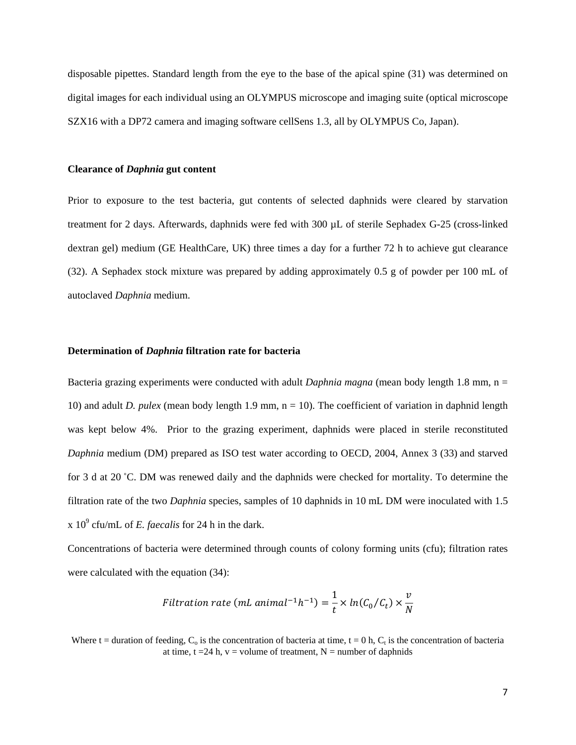disposable pipettes. Standard length from the eye to the base of the apical spine (31) was determined on digital images for each individual using an OLYMPUS microscope and imaging suite (optical microscope SZX16 with a DP72 camera and imaging software cellSens 1.3, all by OLYMPUS Co, Japan).

### Clearance of *Daphnia* gut content

Prior to exposure to the test bacteria, gut contents of selected daphnids were cleared by starvation treatment for 2 days. Afterwards, daphnids were fed with 300 µL of sterile Sephadex G-25 (cross-linked dextran gel) medium (GE HealthCare, UK) three times a day for a further 72 h to achieve gut clearance (32). A Sephadex stock mixture was prepared by adding approximately 0.5 g of powder per 100 mL of autoclaved *Daphnia* medium.

### Determination of *Daphnia* filtration rate for bacteria

Bacteria grazing experiments were conducted with adult *Daphnia magna* (mean body length 1.8 mm, n = 10) and adult *D. pulex* (mean body length 1.9 mm, n = 10). The coefficient of variation in daphnid length was kept below 4%. Prior to the grazing experiment, daphnids were placed in sterile reconstituted *Daphnia* medium (DM) prepared as ISO test water according to OECD, 2004, Annex 3 (33) and starved for 3 d at 20 ˚C. DM was renewed daily and the daphnids were checked for mortality. To determine the filtration rate of the two *Daphnia* species, samples of 10 daphnids in 10 mL DM were inoculated with 1.5 x $10^9$ cfu/mL of *E. faecalis* for 24 h in the dark.

Concentrations of bacteria were determined through counts of colony forming units (cfu); filtration rates were calculated with the equation (34):

$$Filtration\ rate\ (mL\ animal^{-1}h^{-1}) = \frac{1}{t} \times ln(C_0/C_t) \times \frac{v}{N}$$

Where t = duration of feeding, $C_o$ is the concentration of bacteria at time, t = 0 h, $C_t$ is the concentration of bacteria at time, t =24 h, v = volume of treatment, N = number of daphnids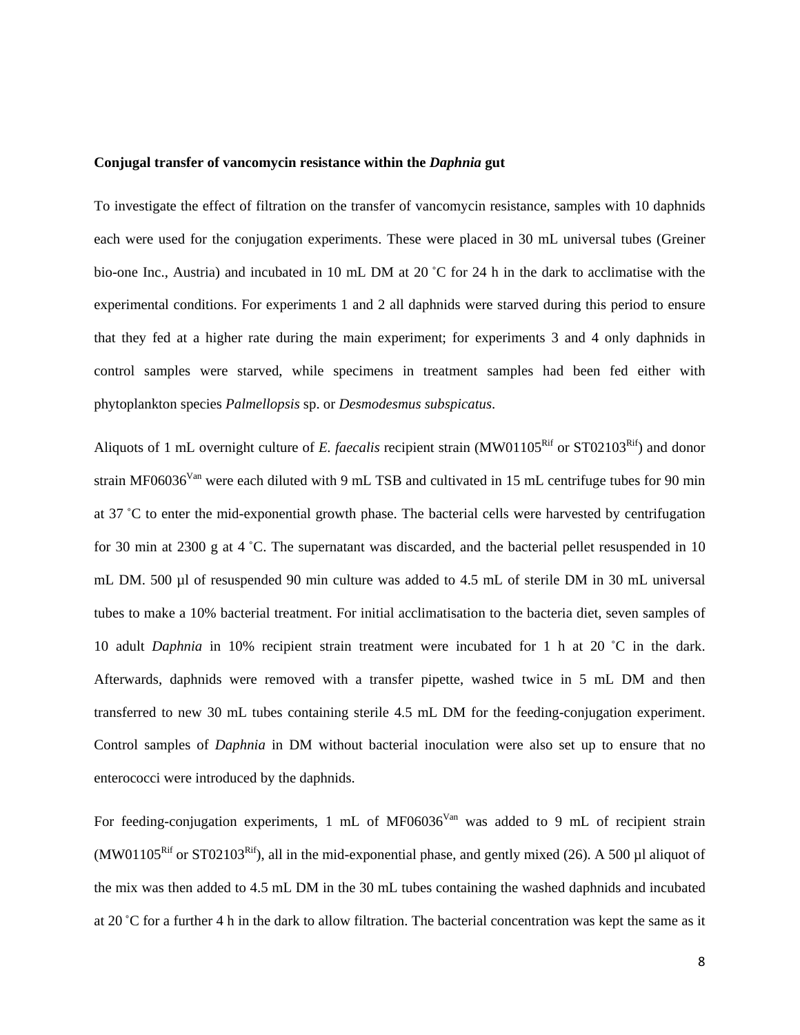**Conjugal transfer of vancomycin resistance within the *Daphnia* gut**

To investigate the effect of filtration on the transfer of vancomycin resistance, samples with 10 daphnids each were used for the conjugation experiments. These were placed in 30 mL universal tubes (Greiner bio-one Inc., Austria) and incubated in 10 mL DM at 20 ˚C for 24 h in the dark to acclimatise with the experimental conditions. For experiments 1 and 2 all daphnids were starved during this period to ensure that they fed at a higher rate during the main experiment; for experiments 3 and 4 only daphnids in control samples were starved, while specimens in treatment samples had been fed either with phytoplankton species *Palmellopsis* sp. or *Desmodesmus subspicatus*.

Aliquots of 1 mL overnight culture of *E. faecalis* recipient strain (MW01105$^{Rif}$ or ST02103$^{Rif}$) and donor strain MF06036$^{Van}$ were each diluted with 9 mL TSB and cultivated in 15 mL centrifuge tubes for 90 min at 37 ˚C to enter the mid-exponential growth phase. The bacterial cells were harvested by centrifugation for 30 min at 2300 g at 4 ˚C. The supernatant was discarded, and the bacterial pellet resuspended in 10 mL DM. 500 µl of resuspended 90 min culture was added to 4.5 mL of sterile DM in 30 mL universal tubes to make a 10% bacterial treatment. For initial acclimatisation to the bacteria diet, seven samples of 10 adult *Daphnia* in 10% recipient strain treatment were incubated for 1 h at 20 ˚C in the dark. Afterwards, daphnids were removed with a transfer pipette, washed twice in 5 mL DM and then transferred to new 30 mL tubes containing sterile 4.5 mL DM for the feeding-conjugation experiment. Control samples of *Daphnia* in DM without bacterial inoculation were also set up to ensure that no enterococci were introduced by the daphnids.

For feeding-conjugation experiments, 1 mL of MF06036$^{Van}$ was added to 9 mL of recipient strain (MW01105$^{Rif}$ or ST02103$^{Rif}$), all in the mid-exponential phase, and gently mixed (26). A 500 µl aliquot of the mix was then added to 4.5 mL DM in the 30 mL tubes containing the washed daphnids and incubated at 20 ˚C for a further 4 h in the dark to allow filtration. The bacterial concentration was kept the same as it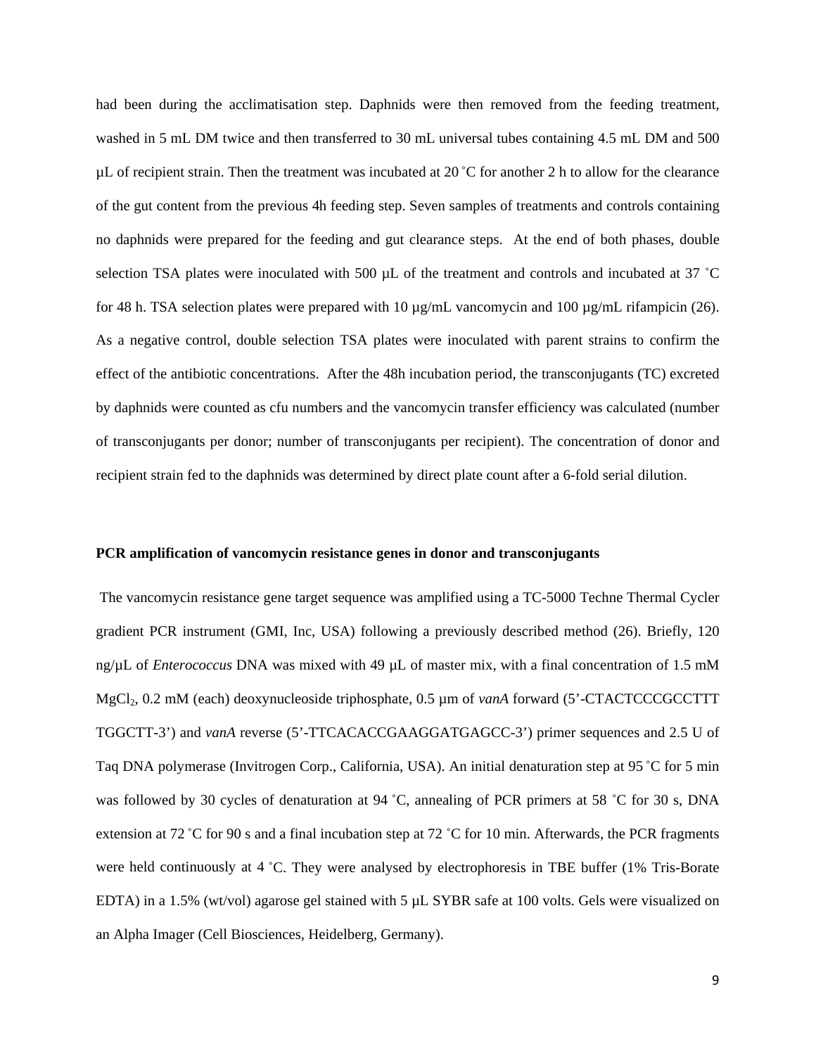had been during the acclimatisation step. Daphnids were then removed from the feeding treatment, washed in 5 mL DM twice and then transferred to 30 mL universal tubes containing 4.5 mL DM and 500 µL of recipient strain. Then the treatment was incubated at 20 ˚C for another 2 h to allow for the clearance of the gut content from the previous 4h feeding step. Seven samples of treatments and controls containing no daphnids were prepared for the feeding and gut clearance steps. At the end of both phases, double selection TSA plates were inoculated with 500 µL of the treatment and controls and incubated at 37 ˚C for 48 h. TSA selection plates were prepared with 10 µg/mL vancomycin and 100 µg/mL rifampicin (26). As a negative control, double selection TSA plates were inoculated with parent strains to confirm the effect of the antibiotic concentrations. After the 48h incubation period, the transconjugants (TC) excreted by daphnids were counted as cfu numbers and the vancomycin transfer efficiency was calculated (number of transconjugants per donor; number of transconjugants per recipient). The concentration of donor and recipient strain fed to the daphnids was determined by direct plate count after a 6-fold serial dilution.

**PCR amplification of vancomycin resistance genes in donor and transconjugants**

The vancomycin resistance gene target sequence was amplified using a TC-5000 Techne Thermal Cycler gradient PCR instrument (GMI, Inc, USA) following a previously described method (26). Briefly, 120 ng/µL of *Enterococcus* DNA was mixed with 49 µL of master mix, with a final concentration of 1.5 mM $MgCl_2$, 0.2 mM (each) deoxynucleoside triphosphate, 0.5 µm of *vanA* forward (5'-CTACTCCCGCCTTT TGGCTT-3') and *vanA* reverse (5'-TTCACACCGAAGGATGAGCC-3') primer sequences and 2.5 U of Taq DNA polymerase (Invitrogen Corp., California, USA). An initial denaturation step at 95 ˚C for 5 min was followed by 30 cycles of denaturation at 94 ˚C, annealing of PCR primers at 58 ˚C for 30 s, DNA extension at 72 ˚C for 90 s and a final incubation step at 72 ˚C for 10 min. Afterwards, the PCR fragments were held continuously at 4 ˚C. They were analysed by electrophoresis in TBE buffer (1% Tris-Borate EDTA) in a 1.5% (wt/vol) agarose gel stained with 5 µL SYBR safe at 100 volts. Gels were visualized on an Alpha Imager (Cell Biosciences, Heidelberg, Germany).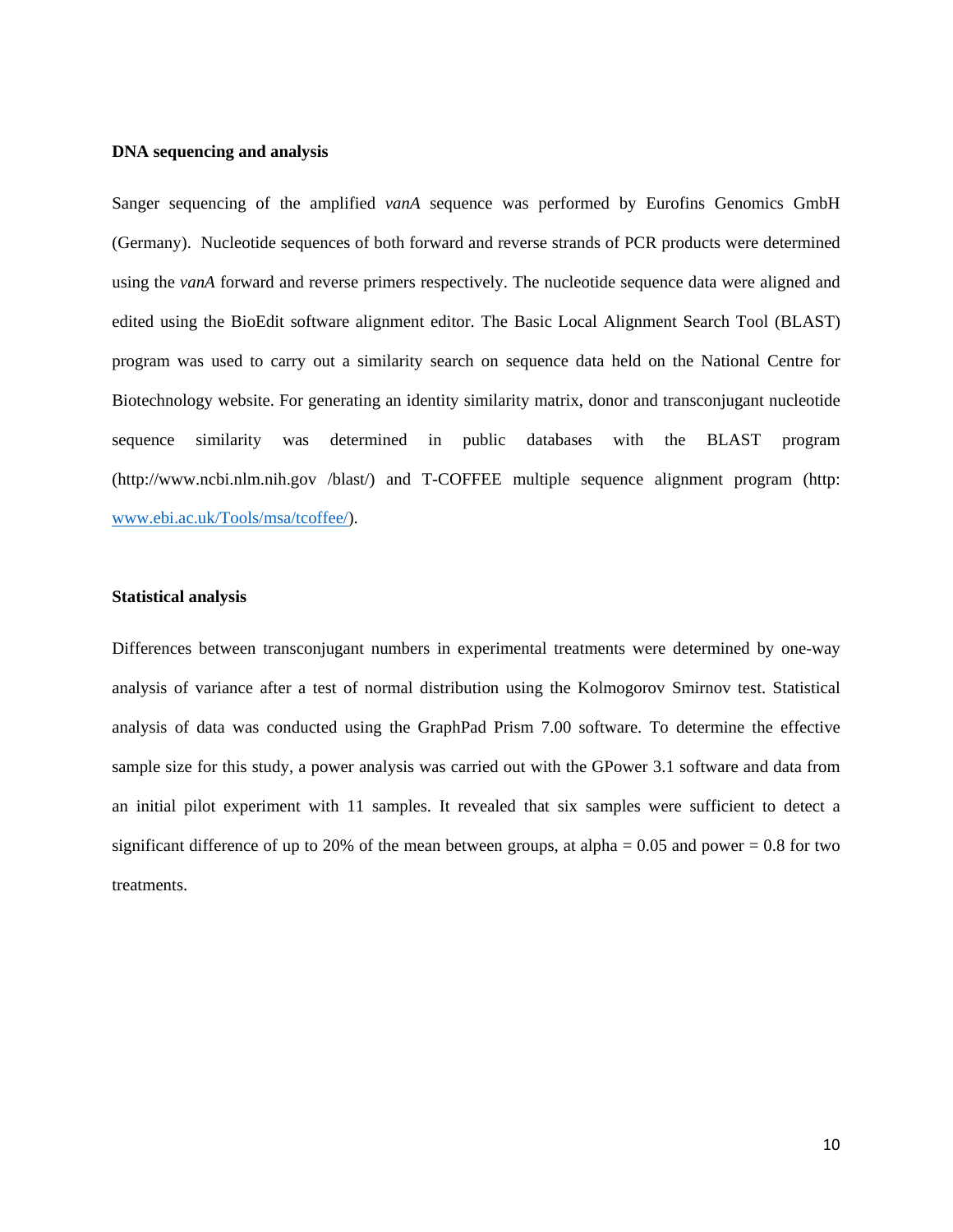**DNA sequencing and analysis**

Sanger sequencing of the amplified *vanA* sequence was performed by Eurofins Genomics GmbH (Germany). Nucleotide sequences of both forward and reverse strands of PCR products were determined using the *vanA* forward and reverse primers respectively. The nucleotide sequence data were aligned and edited using the BioEdit software alignment editor. The Basic Local Alignment Search Tool (BLAST) program was used to carry out a similarity search on sequence data held on the National Centre for Biotechnology website. For generating an identity similarity matrix, donor and transconjugant nucleotide sequence similarity was determined in public databases with the BLAST program (http://www.ncbi.nlm.nih.gov /blast/) and T-COFFEE multiple sequence alignment program (http: www.ebi.ac.uk/Tools/msa/tcoffee/).

**Statistical analysis**

Differences between transconjugant numbers in experimental treatments were determined by one-way analysis of variance after a test of normal distribution using the Kolmogorov Smirnov test. Statistical analysis of data was conducted using the GraphPad Prism 7.00 software. To determine the effective sample size for this study, a power analysis was carried out with the GPower 3.1 software and data from an initial pilot experiment with 11 samples. It revealed that six samples were sufficient to detect a significant difference of up to 20% of the mean between groups, at alpha = 0.05 and power = 0.8 for two treatments.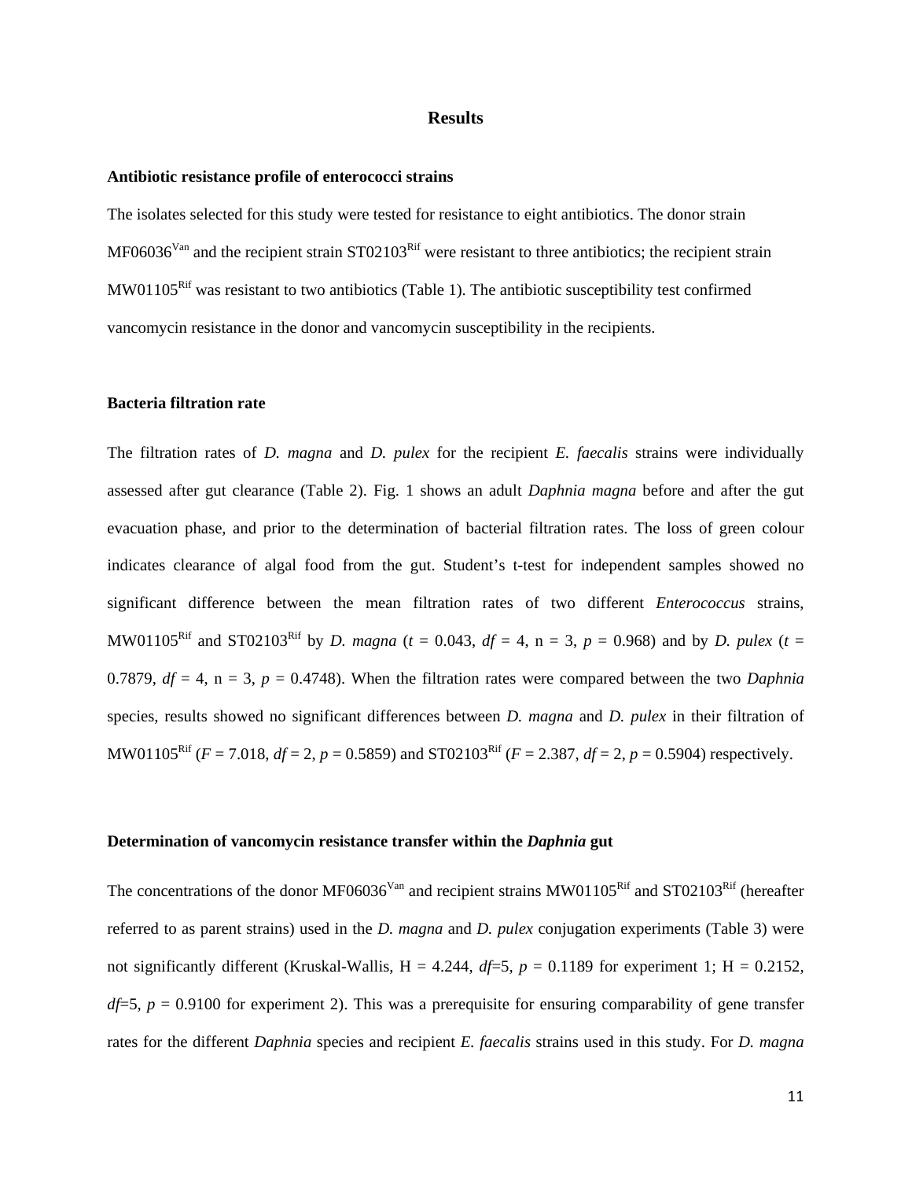# Results

**Antibiotic resistance profile of enterococci strains**

The isolates selected for this study were tested for resistance to eight antibiotics. The donor strain MF06036$^{Van}$ and the recipient strain ST02103$^{Rif}$ were resistant to three antibiotics; the recipient strain MW01105$^{Rif}$ was resistant to two antibiotics (Table 1). The antibiotic susceptibility test confirmed vancomycin resistance in the donor and vancomycin susceptibility in the recipients.

**Bacteria filtration rate**

The filtration rates of *D. magna* and *D. pulex* for the recipient *E. faecalis* strains were individually assessed after gut clearance (Table 2). Fig. 1 shows an adult *Daphnia magna* before and after the gut evacuation phase, and prior to the determination of bacterial filtration rates. The loss of green colour indicates clearance of algal food from the gut. Student's t-test for independent samples showed no significant difference between the mean filtration rates of two different *Enterococcus* strains, MW01105$^{Rif}$ and ST02103$^{Rif}$ by *D. magna* ($t$ = 0.043, $df$ = 4, n = 3, $p$ = 0.968) and by *D. pulex* ($t$ = 0.7879, $df$ = 4, n = 3, $p$ = 0.4748). When the filtration rates were compared between the two *Daphnia* species, results showed no significant differences between *D. magna* and *D. pulex* in their filtration of MW01105$^{Rif}$ ($F$ = 7.018, $df$ = 2, $p$ = 0.5859) and ST02103$^{Rif}$ ($F$ = 2.387, $df$ = 2, $p$ = 0.5904) respectively.

**Determination of vancomycin resistance transfer within the *Daphnia* gut**

The concentrations of the donor MF06036$^{Van}$ and recipient strains MW01105$^{Rif}$ and ST02103$^{Rif}$ (hereafter referred to as parent strains) used in the *D. magna* and *D. pulex* conjugation experiments (Table 3) were not significantly different (Kruskal-Wallis, H = 4.244, $df$=5, $p$ = 0.1189 for experiment 1; H = 0.2152, $df$=5, $p$ = 0.9100 for experiment 2). This was a prerequisite for ensuring comparability of gene transfer rates for the different *Daphnia* species and recipient *E. faecalis* strains used in this study. For *D. magna*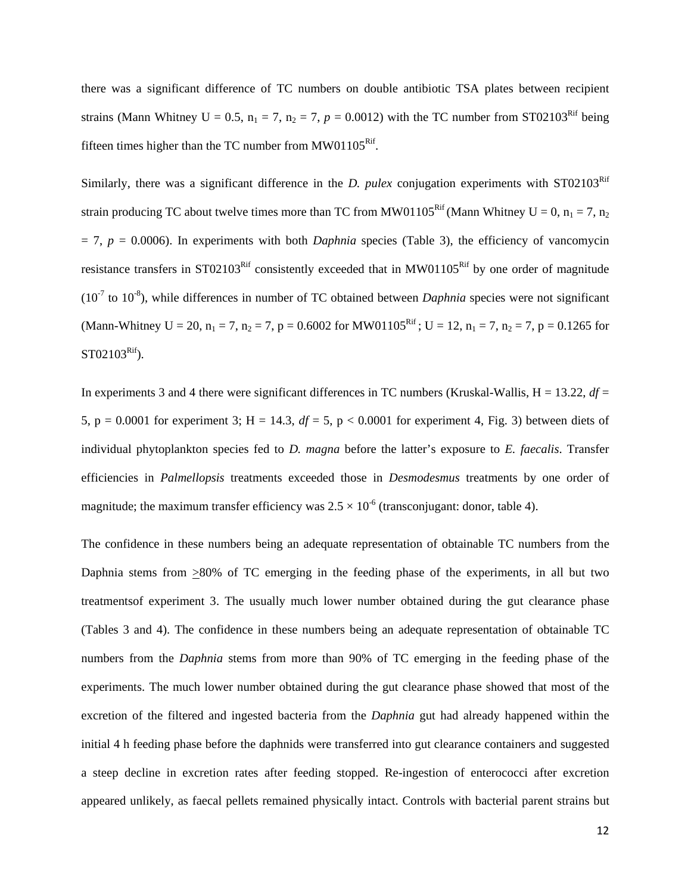there was a significant difference of TC numbers on double antibiotic TSA plates between recipient strains (Mann Whitney U = 0.5, $n_1$ = 7, $n_2$ = 7, $p$ = 0.0012) with the TC number from ST02103$^{Rif}$ being fifteen times higher than the TC number from MW01105$^{Rif}$.

Similarly, there was a significant difference in the *D. pulex* conjugation experiments with ST02103$^{Rif}$ strain producing TC about twelve times more than TC from MW01105$^{Rif}$ (Mann Whitney U = 0, $n_1$ = 7, $n_2$ = 7, $p$ = 0.0006). In experiments with both *Daphnia* species (Table 3), the efficiency of vancomycin resistance transfers in ST02103$^{Rif}$ consistently exceeded that in MW01105$^{Rif}$ by one order of magnitude ($10^{-7}$ to $10^{-8}$), while differences in number of TC obtained between *Daphnia* species were not significant (Mann-Whitney U = 20, $n_1$ = 7, $n_2$ = 7, p = 0.6002 for MW01105$^{Rif}$; U = 12, $n_1$ = 7, $n_2$ = 7, p = 0.1265 for ST02103$^{Rif}$).

In experiments 3 and 4 there were significant differences in TC numbers (Kruskal-Wallis, H = 13.22, *df* = 5, p = 0.0001 for experiment 3; H = 14.3, *df* = 5, p < 0.0001 for experiment 4, Fig. 3) between diets of individual phytoplankton species fed to *D. magna* before the latter's exposure to *E. faecalis*. Transfer efficiencies in *Palmellopsis* treatments exceeded those in *Desmodesmus* treatments by one order of magnitude; the maximum transfer efficiency was $2.5 \times 10^{-6}$ (transconjugant: donor, table 4).

The confidence in these numbers being an adequate representation of obtainable TC numbers from the Daphnia stems from $\geq$80% of TC emerging in the feeding phase of the experiments, in all but two treatmentsof experiment 3. The usually much lower number obtained during the gut clearance phase (Tables 3 and 4). The confidence in these numbers being an adequate representation of obtainable TC numbers from the *Daphnia* stems from more than 90% of TC emerging in the feeding phase of the experiments. The much lower number obtained during the gut clearance phase showed that most of the excretion of the filtered and ingested bacteria from the *Daphnia* gut had already happened within the initial 4 h feeding phase before the daphnids were transferred into gut clearance containers and suggested a steep decline in excretion rates after feeding stopped. Re-ingestion of enterococci after excretion appeared unlikely, as faecal pellets remained physically intact. Controls with bacterial parent strains but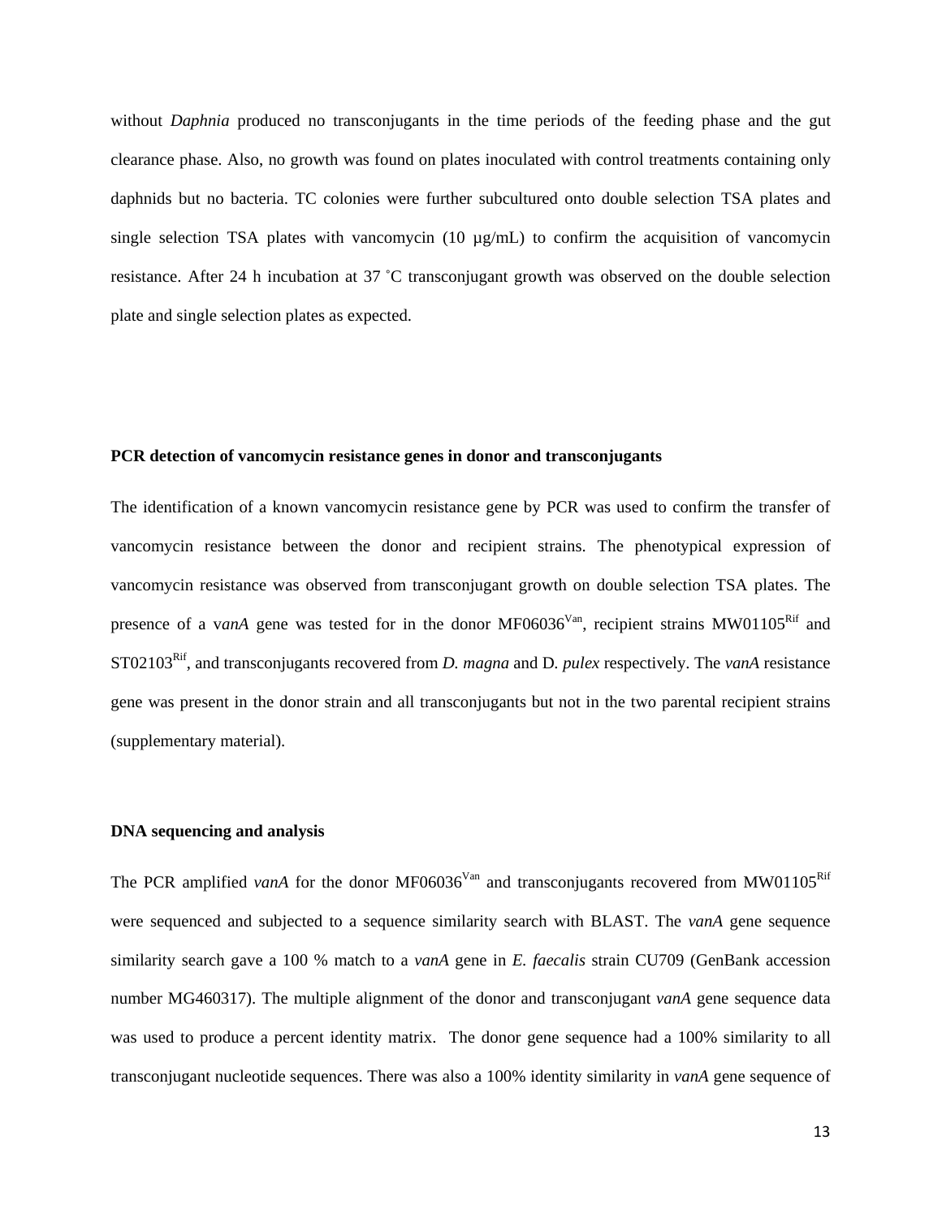without *Daphnia* produced no transconjugants in the time periods of the feeding phase and the gut clearance phase. Also, no growth was found on plates inoculated with control treatments containing only daphnids but no bacteria. TC colonies were further subcultured onto double selection TSA plates and single selection TSA plates with vancomycin (10 µg/mL) to confirm the acquisition of vancomycin resistance. After 24 h incubation at 37 ˚C transconjugant growth was observed on the double selection plate and single selection plates as expected.

**PCR detection of vancomycin resistance genes in donor and transconjugants**

The identification of a known vancomycin resistance gene by PCR was used to confirm the transfer of vancomycin resistance between the donor and recipient strains. The phenotypical expression of vancomycin resistance was observed from transconjugant growth on double selection TSA plates. The presence of a v*anA* gene was tested for in the donor MF06036$^{Van}$, recipient strains MW01105$^{Rif}$ and ST02103$^{Rif}$, and transconjugants recovered from *D. magna* and D*. pulex* respectively. The *vanA* resistance gene was present in the donor strain and all transconjugants but not in the two parental recipient strains (supplementary material).

**DNA sequencing and analysis**

The PCR amplified *vanA* for the donor MF06036$^{Van}$ and transconjugants recovered from MW01105$^{Rif}$ were sequenced and subjected to a sequence similarity search with BLAST. The *vanA* gene sequence similarity search gave a 100 % match to a *vanA* gene in *E. faecalis* strain CU709 (GenBank accession number MG460317). The multiple alignment of the donor and transconjugant *vanA* gene sequence data was used to produce a percent identity matrix. The donor gene sequence had a 100% similarity to all transconjugant nucleotide sequences. There was also a 100% identity similarity in *vanA* gene sequence of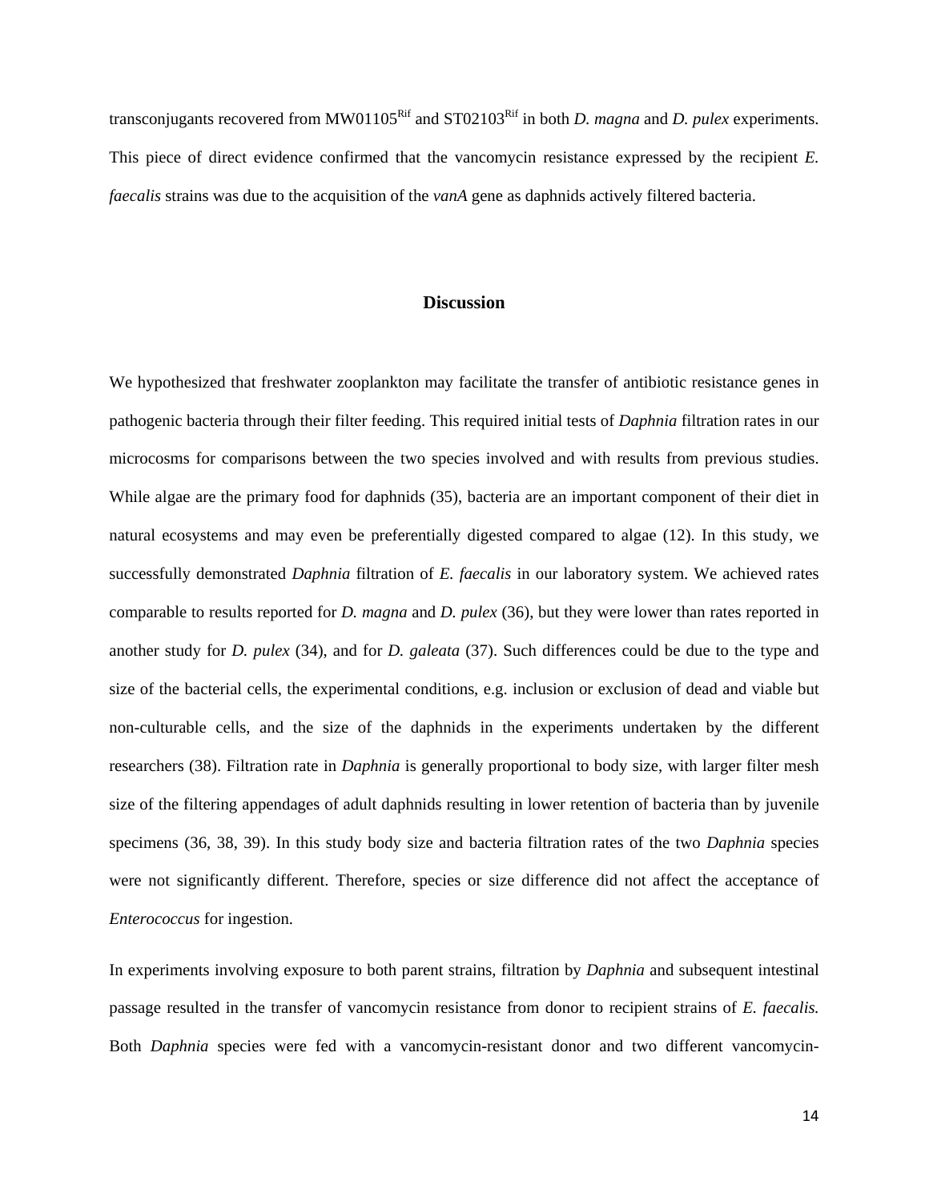transconjugants recovered from MW01105$^{Rif}$ and ST02103$^{Rif}$ in both *D. magna* and *D. pulex* experiments. This piece of direct evidence confirmed that the vancomycin resistance expressed by the recipient *E. faecalis* strains was due to the acquisition of the *vanA* gene as daphnids actively filtered bacteria.

## Discussion

We hypothesized that freshwater zooplankton may facilitate the transfer of antibiotic resistance genes in pathogenic bacteria through their filter feeding. This required initial tests of *Daphnia* filtration rates in our microcosms for comparisons between the two species involved and with results from previous studies. While algae are the primary food for daphnids (35), bacteria are an important component of their diet in natural ecosystems and may even be preferentially digested compared to algae (12). In this study, we successfully demonstrated *Daphnia* filtration of *E. faecalis* in our laboratory system. We achieved rates comparable to results reported for *D. magna* and *D. pulex* (36), but they were lower than rates reported in another study for *D. pulex* (34), and for *D. galeata* (37). Such differences could be due to the type and size of the bacterial cells, the experimental conditions, e.g. inclusion or exclusion of dead and viable but non-culturable cells, and the size of the daphnids in the experiments undertaken by the different researchers (38). Filtration rate in *Daphnia* is generally proportional to body size, with larger filter mesh size of the filtering appendages of adult daphnids resulting in lower retention of bacteria than by juvenile specimens (36, 38, 39). In this study body size and bacteria filtration rates of the two *Daphnia* species were not significantly different. Therefore, species or size difference did not affect the acceptance of *Enterococcus* for ingestion.

In experiments involving exposure to both parent strains, filtration by *Daphnia* and subsequent intestinal passage resulted in the transfer of vancomycin resistance from donor to recipient strains of *E. faecalis.* Both *Daphnia* species were fed with a vancomycin-resistant donor and two different vancomycin-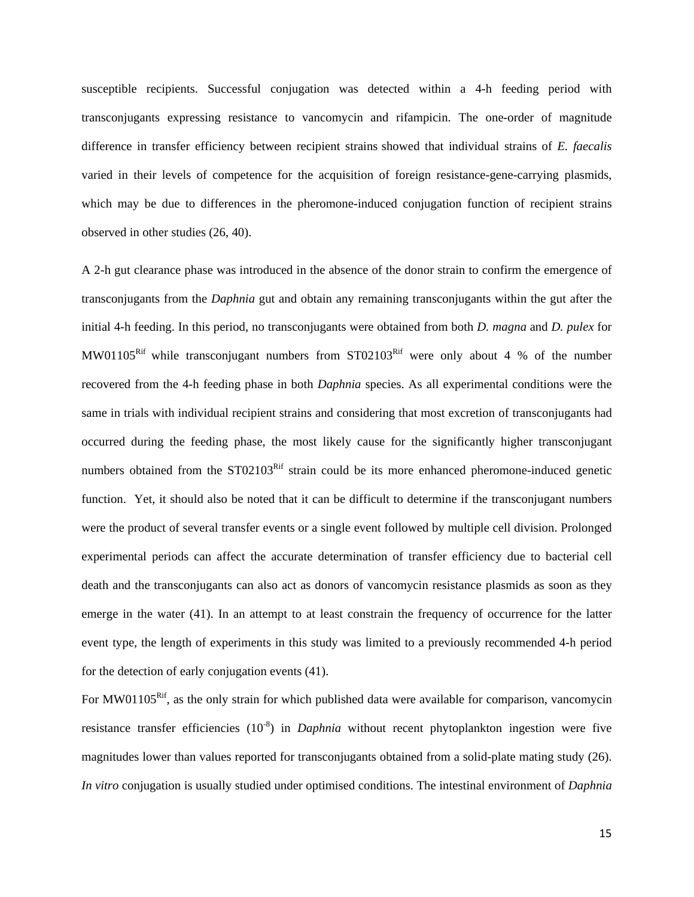susceptible recipients. Successful conjugation was detected within a 4-h feeding period with transconjugants expressing resistance to vancomycin and rifampicin. The one-order of magnitude difference in transfer efficiency between recipient strains showed that individual strains of *E. faecalis* varied in their levels of competence for the acquisition of foreign resistance-gene-carrying plasmids, which may be due to differences in the pheromone-induced conjugation function of recipient strains observed in other studies (26, 40).

A 2-h gut clearance phase was introduced in the absence of the donor strain to confirm the emergence of transconjugants from the *Daphnia* gut and obtain any remaining transconjugants within the gut after the initial 4-h feeding. In this period, no transconjugants were obtained from both *D. magna* and *D. pulex* for MW01105$^{Rif}$ while transconjugant numbers from ST02103$^{Rif}$ were only about 4 % of the number recovered from the 4-h feeding phase in both *Daphnia* species. As all experimental conditions were the same in trials with individual recipient strains and considering that most excretion of transconjugants had occurred during the feeding phase, the most likely cause for the significantly higher transconjugant numbers obtained from the ST02103$^{Rif}$ strain could be its more enhanced pheromone-induced genetic function. Yet, it should also be noted that it can be difficult to determine if the transconjugant numbers were the product of several transfer events or a single event followed by multiple cell division. Prolonged experimental periods can affect the accurate determination of transfer efficiency due to bacterial cell death and the transconjugants can also act as donors of vancomycin resistance plasmids as soon as they emerge in the water (41). In an attempt to at least constrain the frequency of occurrence for the latter event type, the length of experiments in this study was limited to a previously recommended 4-h period for the detection of early conjugation events (41).

For MW01105$^{Rif}$, as the only strain for which published data were available for comparison, vancomycin resistance transfer efficiencies ($10^{-8}$) in *Daphnia* without recent phytoplankton ingestion were five magnitudes lower than values reported for transconjugants obtained from a solid-plate mating study (26). *In vitro* conjugation is usually studied under optimised conditions. The intestinal environment of *Daphnia*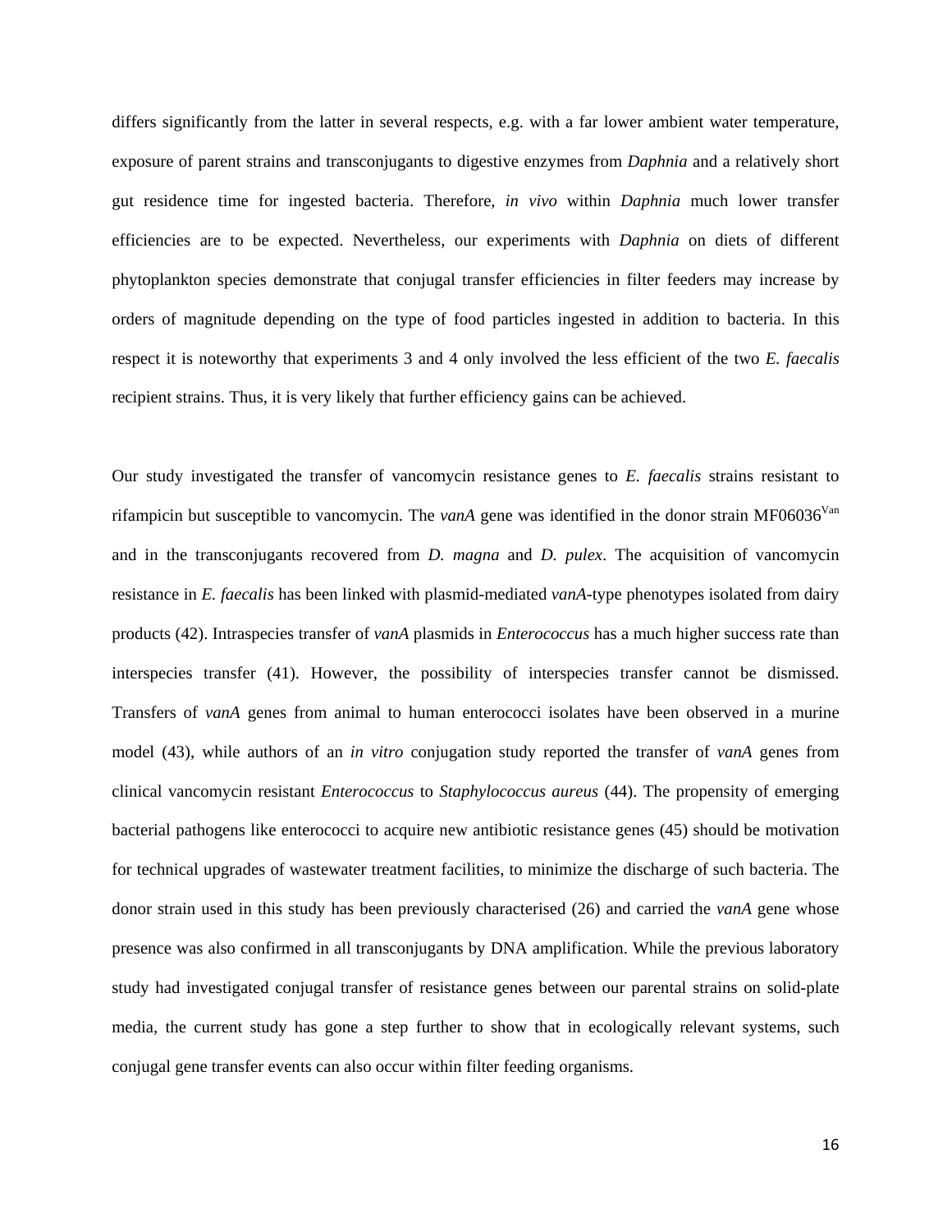differs significantly from the latter in several respects, e.g. with a far lower ambient water temperature, exposure of parent strains and transconjugants to digestive enzymes from *Daphnia* and a relatively short gut residence time for ingested bacteria. Therefore, *in vivo* within *Daphnia* much lower transfer efficiencies are to be expected. Nevertheless, our experiments with *Daphnia* on diets of different phytoplankton species demonstrate that conjugal transfer efficiencies in filter feeders may increase by orders of magnitude depending on the type of food particles ingested in addition to bacteria. In this respect it is noteworthy that experiments 3 and 4 only involved the less efficient of the two *E. faecalis* recipient strains. Thus, it is very likely that further efficiency gains can be achieved.

Our study investigated the transfer of vancomycin resistance genes to *E. faecalis* strains resistant to rifampicin but susceptible to vancomycin. The *vanA* gene was identified in the donor strain $MF06036^{Van}$ and in the transconjugants recovered from *D. magna* and *D. pulex*. The acquisition of vancomycin resistance in *E. faecalis* has been linked with plasmid-mediated *vanA*-type phenotypes isolated from dairy products (42). Intraspecies transfer of *vanA* plasmids in *Enterococcus* has a much higher success rate than interspecies transfer (41). However, the possibility of interspecies transfer cannot be dismissed. Transfers of *vanA* genes from animal to human enterococci isolates have been observed in a murine model (43), while authors of an *in vitro* conjugation study reported the transfer of *vanA* genes from clinical vancomycin resistant *Enterococcus* to *Staphylococcus aureus* (44). The propensity of emerging bacterial pathogens like enterococci to acquire new antibiotic resistance genes (45) should be motivation for technical upgrades of wastewater treatment facilities, to minimize the discharge of such bacteria. The donor strain used in this study has been previously characterised (26) and carried the *vanA* gene whose presence was also confirmed in all transconjugants by DNA amplification. While the previous laboratory study had investigated conjugal transfer of resistance genes between our parental strains on solid-plate media, the current study has gone a step further to show that in ecologically relevant systems, such conjugal gene transfer events can also occur within filter feeding organisms.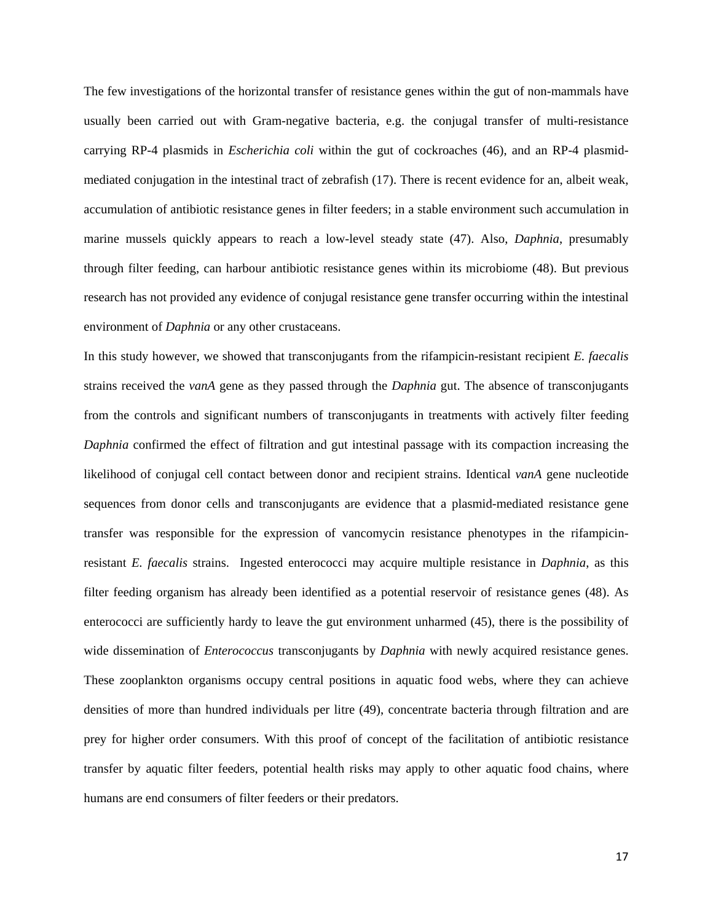The few investigations of the horizontal transfer of resistance genes within the gut of non-mammals have usually been carried out with Gram-negative bacteria, e.g. the conjugal transfer of multi-resistance carrying RP-4 plasmids in *Escherichia coli* within the gut of cockroaches (46), and an RP-4 plasmid-mediated conjugation in the intestinal tract of zebrafish (17). There is recent evidence for an, albeit weak, accumulation of antibiotic resistance genes in filter feeders; in a stable environment such accumulation in marine mussels quickly appears to reach a low-level steady state (47). Also, *Daphnia*, presumably through filter feeding, can harbour antibiotic resistance genes within its microbiome (48). But previous research has not provided any evidence of conjugal resistance gene transfer occurring within the intestinal environment of *Daphnia* or any other crustaceans.

In this study however, we showed that transconjugants from the rifampicin-resistant recipient *E. faecalis* strains received the *vanA* gene as they passed through the *Daphnia* gut. The absence of transconjugants from the controls and significant numbers of transconjugants in treatments with actively filter feeding *Daphnia* confirmed the effect of filtration and gut intestinal passage with its compaction increasing the likelihood of conjugal cell contact between donor and recipient strains. Identical *vanA* gene nucleotide sequences from donor cells and transconjugants are evidence that a plasmid-mediated resistance gene transfer was responsible for the expression of vancomycin resistance phenotypes in the rifampicin-resistant *E. faecalis* strains. Ingested enterococci may acquire multiple resistance in *Daphnia*, as this filter feeding organism has already been identified as a potential reservoir of resistance genes (48). As enterococci are sufficiently hardy to leave the gut environment unharmed (45), there is the possibility of wide dissemination of *Enterococcus* transconjugants by *Daphnia* with newly acquired resistance genes. These zooplankton organisms occupy central positions in aquatic food webs, where they can achieve densities of more than hundred individuals per litre (49), concentrate bacteria through filtration and are prey for higher order consumers. With this proof of concept of the facilitation of antibiotic resistance transfer by aquatic filter feeders, potential health risks may apply to other aquatic food chains, where humans are end consumers of filter feeders or their predators.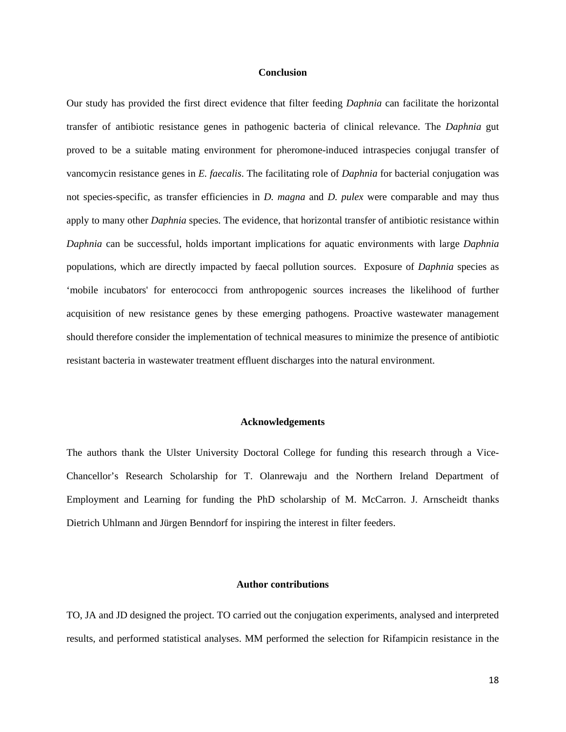## Conclusion

Our study has provided the first direct evidence that filter feeding *Daphnia* can facilitate the horizontal transfer of antibiotic resistance genes in pathogenic bacteria of clinical relevance. The *Daphnia* gut proved to be a suitable mating environment for pheromone-induced intraspecies conjugal transfer of vancomycin resistance genes in *E. faecalis*. The facilitating role of *Daphnia* for bacterial conjugation was not species-specific, as transfer efficiencies in *D. magna* and *D. pulex* were comparable and may thus apply to many other *Daphnia* species. The evidence, that horizontal transfer of antibiotic resistance within *Daphnia* can be successful, holds important implications for aquatic environments with large *Daphnia* populations, which are directly impacted by faecal pollution sources. Exposure of *Daphnia* species as 'mobile incubators' for enterococci from anthropogenic sources increases the likelihood of further acquisition of new resistance genes by these emerging pathogens. Proactive wastewater management should therefore consider the implementation of technical measures to minimize the presence of antibiotic resistant bacteria in wastewater treatment effluent discharges into the natural environment.

## Acknowledgements

The authors thank the Ulster University Doctoral College for funding this research through a Vice-Chancellor's Research Scholarship for T. Olanrewaju and the Northern Ireland Department of Employment and Learning for funding the PhD scholarship of M. McCarron. J. Arnscheidt thanks Dietrich Uhlmann and Jürgen Benndorf for inspiring the interest in filter feeders.

## Author contributions

TO, JA and JD designed the project. TO carried out the conjugation experiments, analysed and interpreted results, and performed statistical analyses. MM performed the selection for Rifampicin resistance in the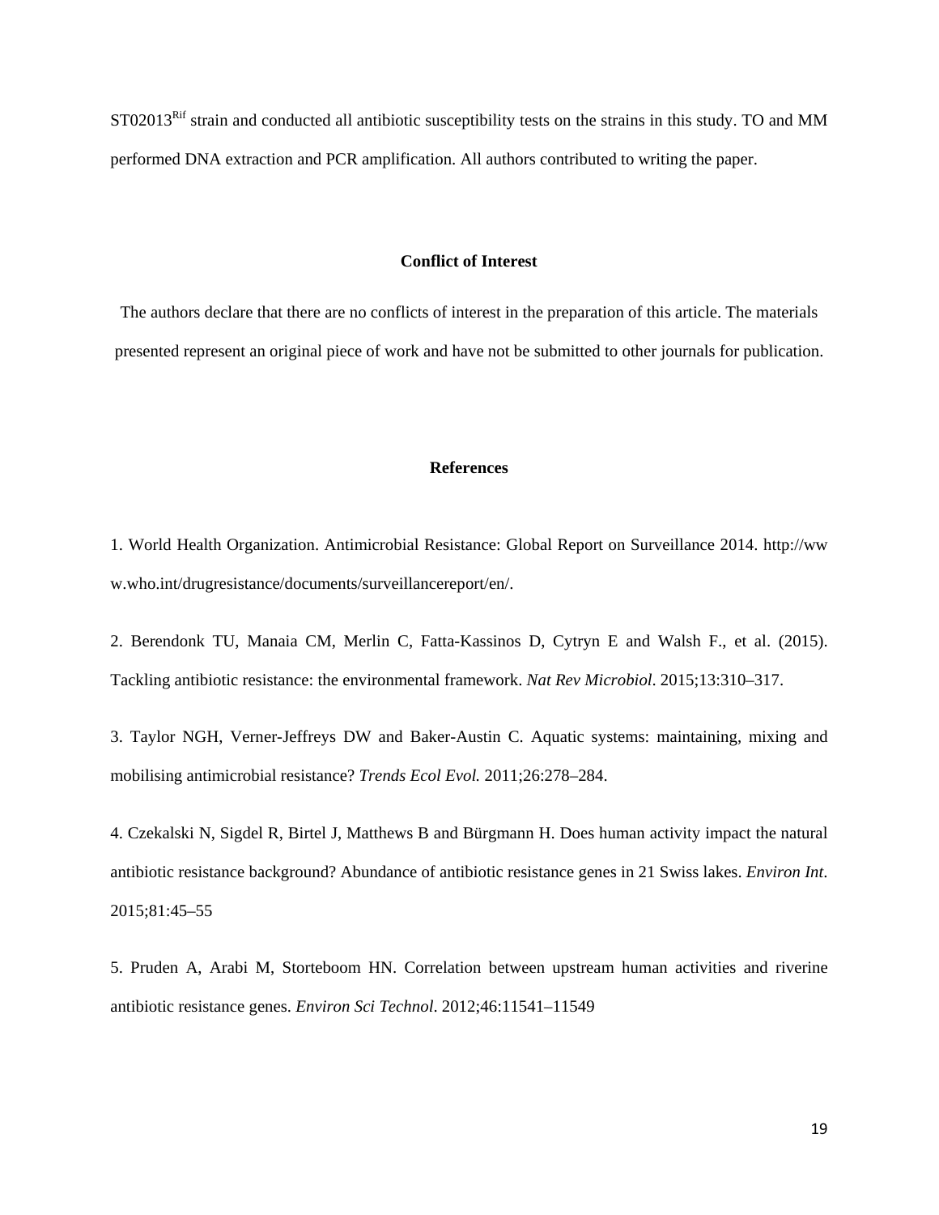ST02013$^{Rif}$ strain and conducted all antibiotic susceptibility tests on the strains in this study. TO and MM performed DNA extraction and PCR amplification. All authors contributed to writing the paper.

## Conflict of Interest

The authors declare that there are no conflicts of interest in the preparation of this article. The materials presented represent an original piece of work and have not be submitted to other journals for publication.

## References

1. World Health Organization. Antimicrobial Resistance: Global Report on Surveillance 2014. http://www.who.int/drugresistance/documents/surveillancereport/en/.

2. Berendonk TU, Manaia CM, Merlin C, Fatta-Kassinos D, Cytryn E and Walsh F., et al. (2015). Tackling antibiotic resistance: the environmental framework. *Nat Rev Microbiol*. 2015;13:310–317.

3. Taylor NGH, Verner-Jeffreys DW and Baker-Austin C. Aquatic systems: maintaining, mixing and mobilising antimicrobial resistance? *Trends Ecol Evol.* 2011;26:278–284.

4. Czekalski N, Sigdel R, Birtel J, Matthews B and Bürgmann H. Does human activity impact the natural antibiotic resistance background? Abundance of antibiotic resistance genes in 21 Swiss lakes. *Environ Int*. 2015;81:45–55

5. Pruden A, Arabi M, Storteboom HN. Correlation between upstream human activities and riverine antibiotic resistance genes. *Environ Sci Technol*. 2012;46:11541–11549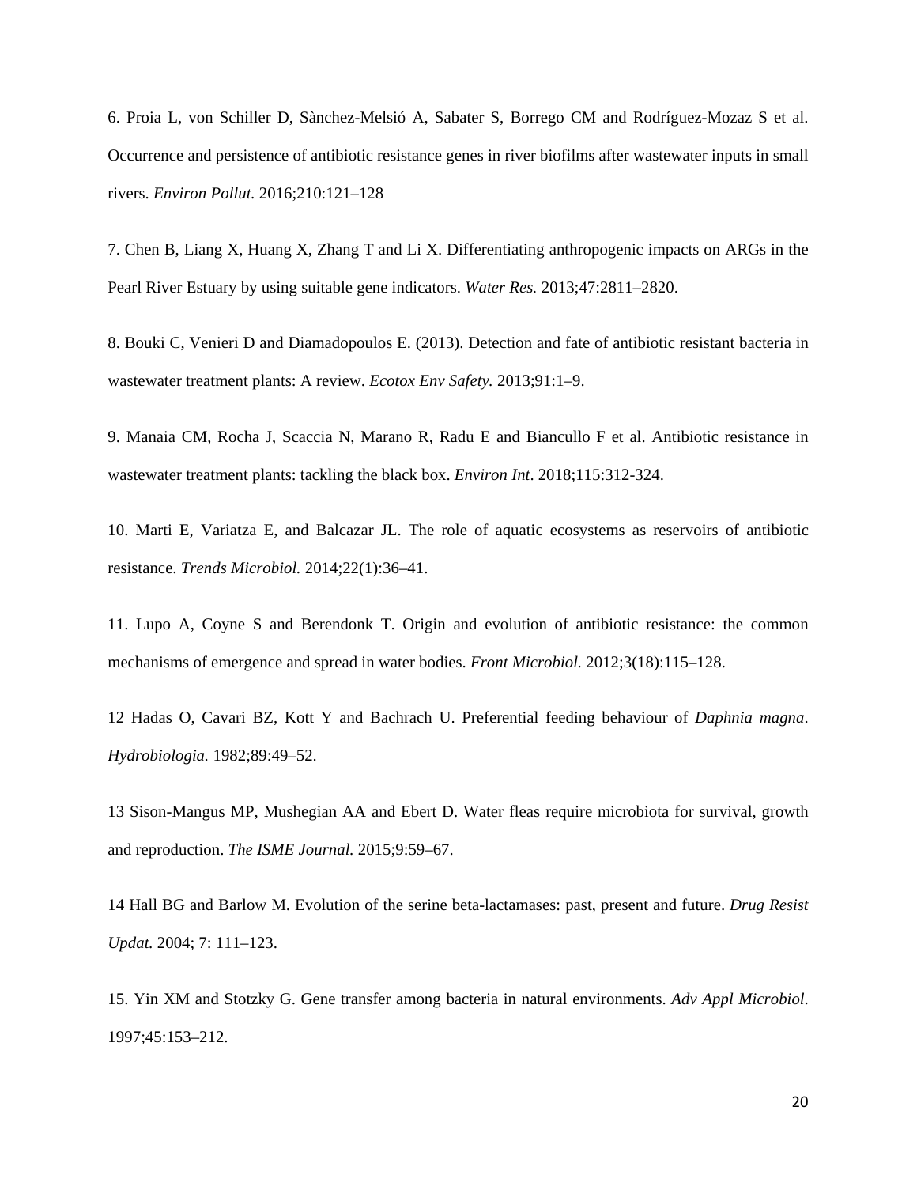6. Proia L, von Schiller D, Sànchez-Melsió A, Sabater S, Borrego CM and Rodríguez-Mozaz S et al. Occurrence and persistence of antibiotic resistance genes in river biofilms after wastewater inputs in small rivers. *Environ Pollut.* 2016;210:121–128

7. Chen B, Liang X, Huang X, Zhang T and Li X. Differentiating anthropogenic impacts on ARGs in the Pearl River Estuary by using suitable gene indicators. *Water Res.* 2013;47:2811–2820.

8. Bouki C, Venieri D and Diamadopoulos E. (2013). Detection and fate of antibiotic resistant bacteria in wastewater treatment plants: A review. *Ecotox Env Safety.* 2013;91:1–9.

9. Manaia CM, Rocha J, Scaccia N, Marano R, Radu E and Biancullo F et al. Antibiotic resistance in wastewater treatment plants: tackling the black box. *Environ Int*. 2018;115:312-324.

10. Marti E, Variatza E, and Balcazar JL. The role of aquatic ecosystems as reservoirs of antibiotic resistance. *Trends Microbiol.* 2014;22(1):36–41.

11. Lupo A, Coyne S and Berendonk T. Origin and evolution of antibiotic resistance: the common mechanisms of emergence and spread in water bodies. *Front Microbiol.* 2012;3(18):115–128.

12 Hadas O, Cavari BZ, Kott Y and Bachrach U. Preferential feeding behaviour of *Daphnia magna*. *Hydrobiologia.* 1982;89:49–52.

13 Sison-Mangus MP, Mushegian AA and Ebert D. Water fleas require microbiota for survival, growth and reproduction. *The ISME Journal.* 2015;9:59–67.

14 Hall BG and Barlow M. Evolution of the serine beta-lactamases: past, present and future. *Drug Resist Updat.* 2004; 7: 111–123.

15. Yin XM and Stotzky G. Gene transfer among bacteria in natural environments. *Adv Appl Microbiol*. 1997;45:153–212.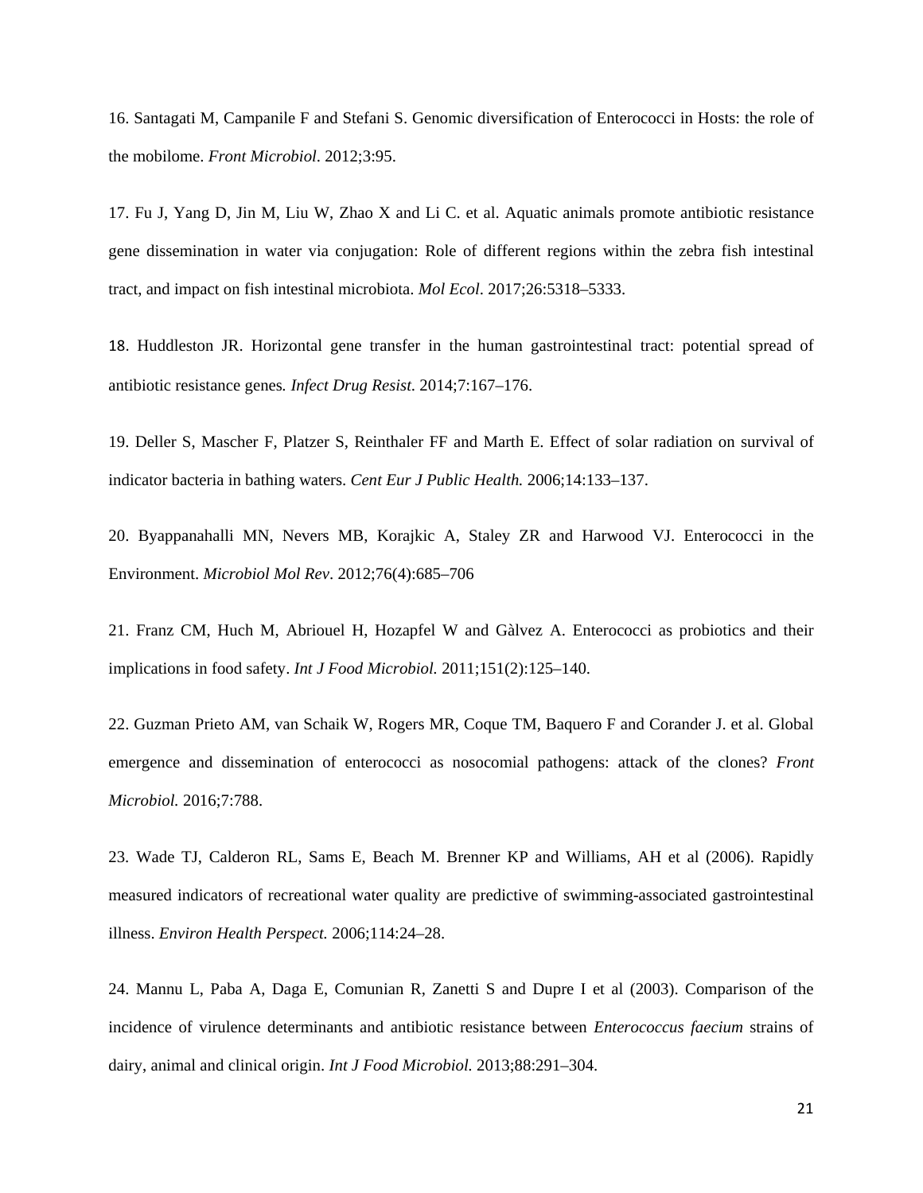16. Santagati M, Campanile F and Stefani S. Genomic diversification of Enterococci in Hosts: the role of the mobilome. *Front Microbiol*. 2012;3:95.

17. Fu J, Yang D, Jin M, Liu W, Zhao X and Li C. et al. Aquatic animals promote antibiotic resistance gene dissemination in water via conjugation: Role of different regions within the zebra fish intestinal tract, and impact on fish intestinal microbiota. *Mol Ecol*. 2017;26:5318–5333.

18. Huddleston JR. Horizontal gene transfer in the human gastrointestinal tract: potential spread of antibiotic resistance genes*.* *Infect Drug Resist*. 2014;7:167–176.

19. Deller S, Mascher F, Platzer S, Reinthaler FF and Marth E. Effect of solar radiation on survival of indicator bacteria in bathing waters. *Cent Eur J Public Health.* 2006;14:133–137.

20. Byappanahalli MN, Nevers MB, Korajkic A, Staley ZR and Harwood VJ. Enterococci in the Environment. *Microbiol Mol Rev*. 2012;76(4):685–706

21. Franz CM, Huch M, Abriouel H, Hozapfel W and Gàlvez A. Enterococci as probiotics and their implications in food safety. *Int J Food Microbiol.* 2011;151(2):125–140.

22. Guzman Prieto AM, van Schaik W, Rogers MR, Coque TM, Baquero F and Corander J. et al. Global emergence and dissemination of enterococci as nosocomial pathogens: attack of the clones? *Front Microbiol.* 2016;7:788.

23. Wade TJ, Calderon RL, Sams E, Beach M. Brenner KP and Williams, AH et al (2006). Rapidly measured indicators of recreational water quality are predictive of swimming-associated gastrointestinal illness. *Environ Health Perspect.* 2006;114:24–28.

24. Mannu L, Paba A, Daga E, Comunian R, Zanetti S and Dupre I et al (2003). Comparison of the incidence of virulence determinants and antibiotic resistance between *Enterococcus faecium* strains of dairy, animal and clinical origin. *Int J Food Microbiol.* 2013;88:291–304.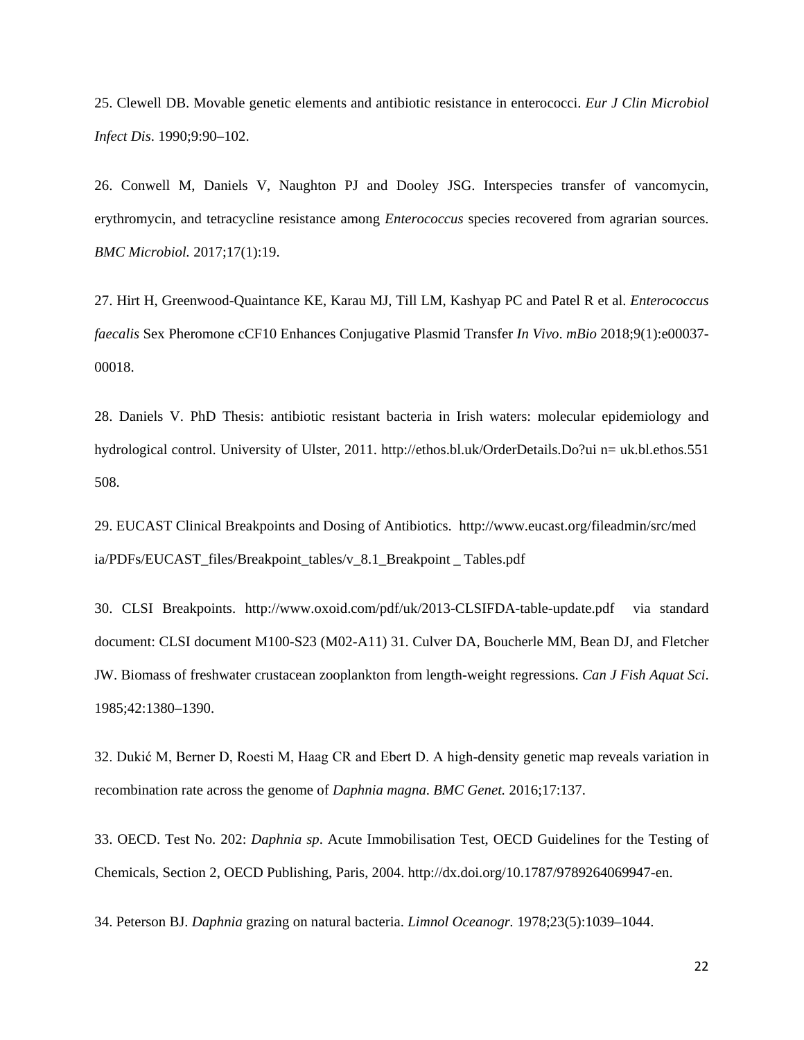25. Clewell DB. Movable genetic elements and antibiotic resistance in enterococci. *Eur J Clin Microbiol Infect Dis*. 1990;9:90–102.

26. Conwell M, Daniels V, Naughton PJ and Dooley JSG. Interspecies transfer of vancomycin, erythromycin, and tetracycline resistance among *Enterococcus* species recovered from agrarian sources. *BMC Microbiol.* 2017;17(1):19.

27. Hirt H, Greenwood-Quaintance KE, Karau MJ, Till LM, Kashyap PC and Patel R et al. *Enterococcus faecalis* Sex Pheromone cCF10 Enhances Conjugative Plasmid Transfer *In Vivo*. *mBio* 2018;9(1):e00037-00018.

28. Daniels V. PhD Thesis: antibiotic resistant bacteria in Irish waters: molecular epidemiology and hydrological control. University of Ulster, 2011. http://ethos.bl.uk/OrderDetails.Do?ui n= uk.bl.ethos.551 508.

29. EUCAST Clinical Breakpoints and Dosing of Antibiotics. http://www.eucast.org/fileadmin/src/med ia/PDFs/EUCAST_files/Breakpoint_tables/v_8.1_Breakpoint _ Tables.pdf

30. CLSI Breakpoints. http://www.oxoid.com/pdf/uk/2013-CLSIFDA-table-update.pdf via standard document: CLSI document M100-S23 (M02-A11) 31. Culver DA, Boucherle MM, Bean DJ, and Fletcher JW. Biomass of freshwater crustacean zooplankton from length-weight regressions. *Can J Fish Aquat Sci*. 1985;42:1380–1390.

32. Dukić M, Berner D, Roesti M, Haag CR and Ebert D. A high-density genetic map reveals variation in recombination rate across the genome of *Daphnia magna*. *BMC Genet.* 2016;17:137.

33. OECD. Test No. 202: *Daphnia sp*. Acute Immobilisation Test, OECD Guidelines for the Testing of Chemicals, Section 2, OECD Publishing, Paris, 2004. http://dx.doi.org/10.1787/9789264069947-en.

34. Peterson BJ. *Daphnia* grazing on natural bacteria. *Limnol Oceanogr.* 1978;23(5):1039–1044.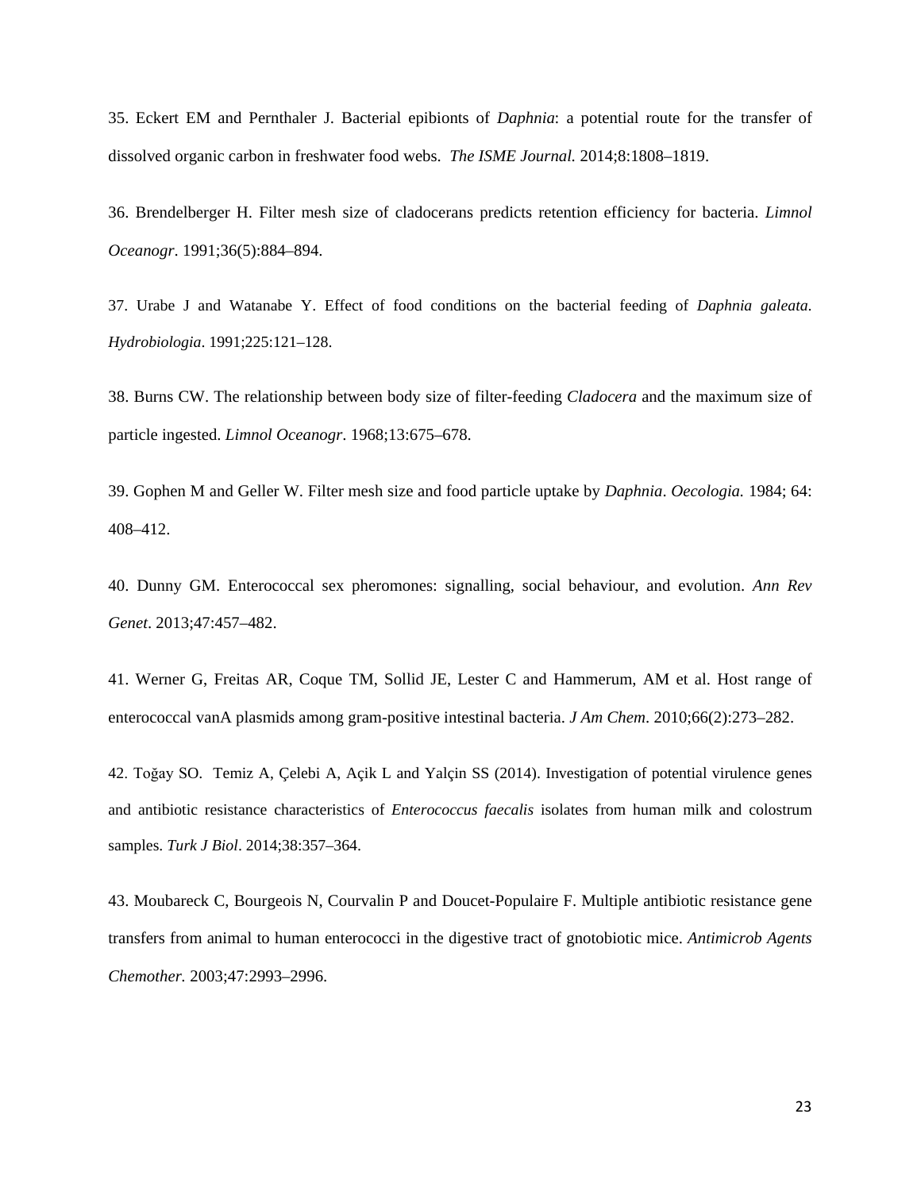35. Eckert EM and Pernthaler J. Bacterial epibionts of *Daphnia*: a potential route for the transfer of dissolved organic carbon in freshwater food webs. *The ISME Journal.* 2014;8:1808–1819.

36. Brendelberger H. Filter mesh size of cladocerans predicts retention efficiency for bacteria. *Limnol Oceanogr*. 1991;36(5):884–894.

37. Urabe J and Watanabe Y. Effect of food conditions on the bacterial feeding of *Daphnia galeata*. *Hydrobiologia*. 1991;225:121–128.

38. Burns CW. The relationship between body size of filter-feeding *Cladocera* and the maximum size of particle ingested. *Limnol Oceanogr*. 1968;13:675–678.

39. Gophen M and Geller W. Filter mesh size and food particle uptake by *Daphnia*. *Oecologia.* 1984; 64: 408–412.

40. Dunny GM. Enterococcal sex pheromones: signalling, social behaviour, and evolution. *Ann Rev Genet*. 2013;47:457–482.

41. Werner G, Freitas AR, Coque TM, Sollid JE, Lester C and Hammerum, AM et al. Host range of enterococcal vanA plasmids among gram-positive intestinal bacteria. *J Am Chem*. 2010;66(2):273–282.

42. Toğay SO. Temiz A, Çelebi A, Açik L and Yalçin SS (2014). Investigation of potential virulence genes and antibiotic resistance characteristics of *Enterococcus faecalis* isolates from human milk and colostrum samples. *Turk J Biol*. 2014;38:357–364.

43. Moubareck C, Bourgeois N, Courvalin P and Doucet-Populaire F. Multiple antibiotic resistance gene transfers from animal to human enterococci in the digestive tract of gnotobiotic mice. *Antimicrob Agents Chemother.* 2003;47:2993–2996.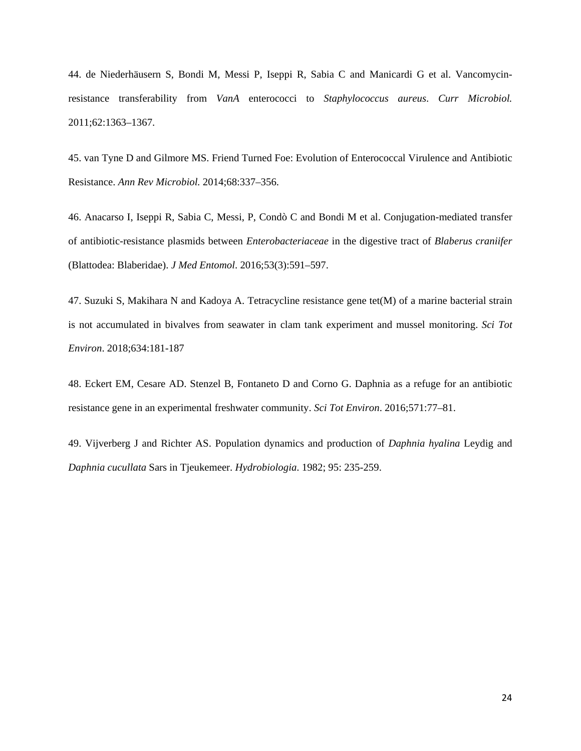44. de Niederhäusern S, Bondi M, Messi P, Iseppi R, Sabia C and Manicardi G et al. Vancomycin-resistance transferability from *VanA* enterococci to *Staphylococcus aureus*. *Curr Microbiol.* 2011;62:1363–1367.

45. van Tyne D and Gilmore MS. Friend Turned Foe: Evolution of Enterococcal Virulence and Antibiotic Resistance. *Ann Rev Microbiol.* 2014;68:337–356.

46. Anacarso I, Iseppi R, Sabia C, Messi, P, Condò C and Bondi M et al. Conjugation-mediated transfer of antibiotic-resistance plasmids between *Enterobacteriaceae* in the digestive tract of *Blaberus craniifer* (Blattodea: Blaberidae). *J Med Entomol*. 2016;53(3):591–597.

47. Suzuki S, Makihara N and Kadoya A. Tetracycline resistance gene tet(M) of a marine bacterial strain is not accumulated in bivalves from seawater in clam tank experiment and mussel monitoring. *Sci Tot Environ*. 2018;634:181-187

48. Eckert EM, Cesare AD. Stenzel B, Fontaneto D and Corno G. Daphnia as a refuge for an antibiotic resistance gene in an experimental freshwater community. *Sci Tot Environ*. 2016;571:77–81.

49. Vijverberg J and Richter AS. Population dynamics and production of *Daphnia hyalina* Leydig and *Daphnia cucullata* Sars in Tjeukemeer. *Hydrobiologia*. 1982; 95: 235-259.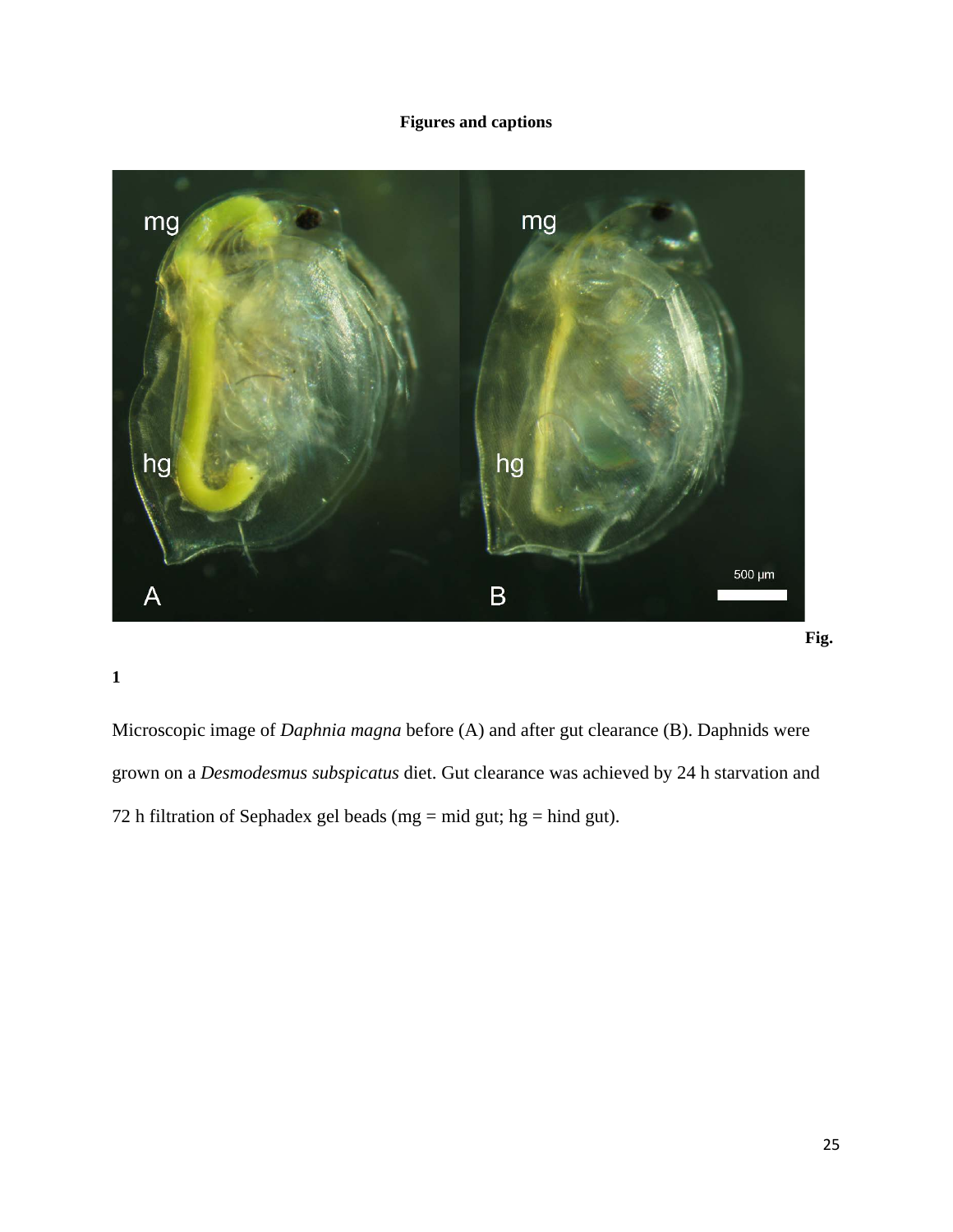**Figures and captions**

**Fig. 1**

Microscopic image of *Daphnia magna* before (A) and after gut clearance (B). Daphnids were grown on a *Desmodesmus subspicatus* diet. Gut clearance was achieved by 24 h starvation and 72 h filtration of Sephadex gel beads (mg = mid gut; hg = hind gut).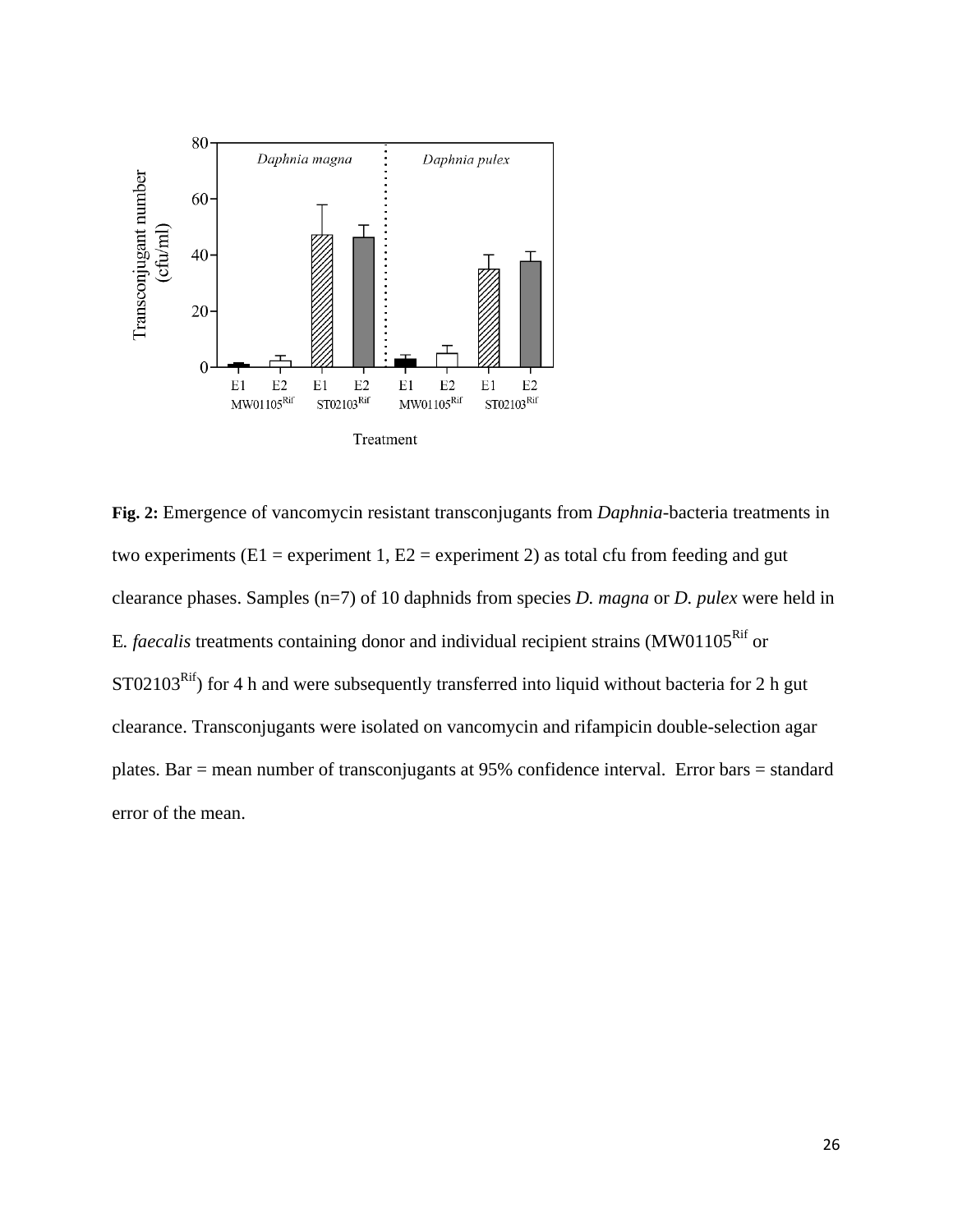**Fig. 2:** Emergence of vancomycin resistant transconjugants from *Daphnia*-bacteria treatments in two experiments (E1 = experiment 1, E2 = experiment 2) as total cfu from feeding and gut clearance phases. Samples (n=7) of 10 daphnids from species *D. magna* or *D. pulex* were held in E. *faecalis* treatments containing donor and individual recipient strains (MW01105$^{Rif}$ or ST02103$^{Rif}$) for 4 h and were subsequently transferred into liquid without bacteria for 2 h gut clearance. Transconjugants were isolated on vancomycin and rifampicin double-selection agar plates. Bar = mean number of transconjugants at 95% confidence interval. Error bars = standard error of the mean.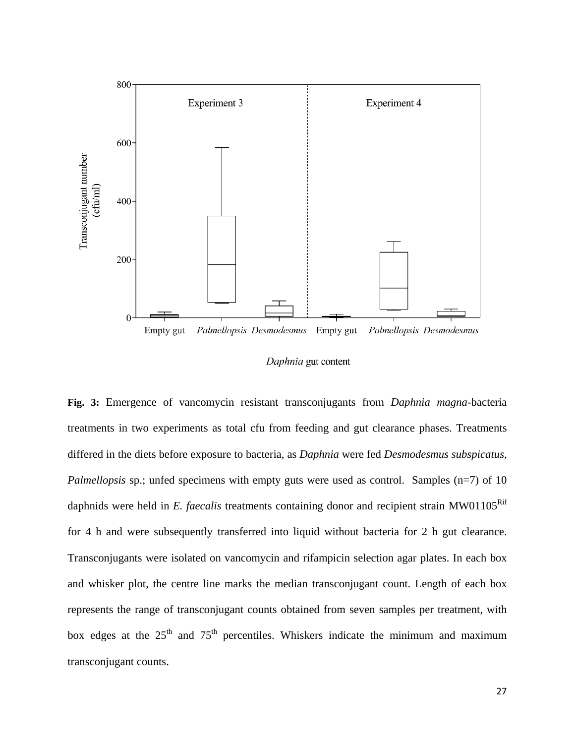**Fig. 3:** Emergence of vancomycin resistant transconjugants from *Daphnia magna*-bacteria treatments in two experiments as total cfu from feeding and gut clearance phases. Treatments differed in the diets before exposure to bacteria, as *Daphnia* were fed *Desmodesmus subspicatus*, *Palmellopsis* sp.; unfed specimens with empty guts were used as control. Samples (n=7) of 10 daphnids were held in *E. faecalis* treatments containing donor and recipient strain MW01105$^{Rif}$ for 4 h and were subsequently transferred into liquid without bacteria for 2 h gut clearance. Transconjugants were isolated on vancomycin and rifampicin selection agar plates. In each box and whisker plot, the centre line marks the median transconjugant count. Length of each box represents the range of transconjugant counts obtained from seven samples per treatment, with box edges at the 25$^{th}$ and 75$^{th}$ percentiles. Whiskers indicate the minimum and maximum transconjugant counts.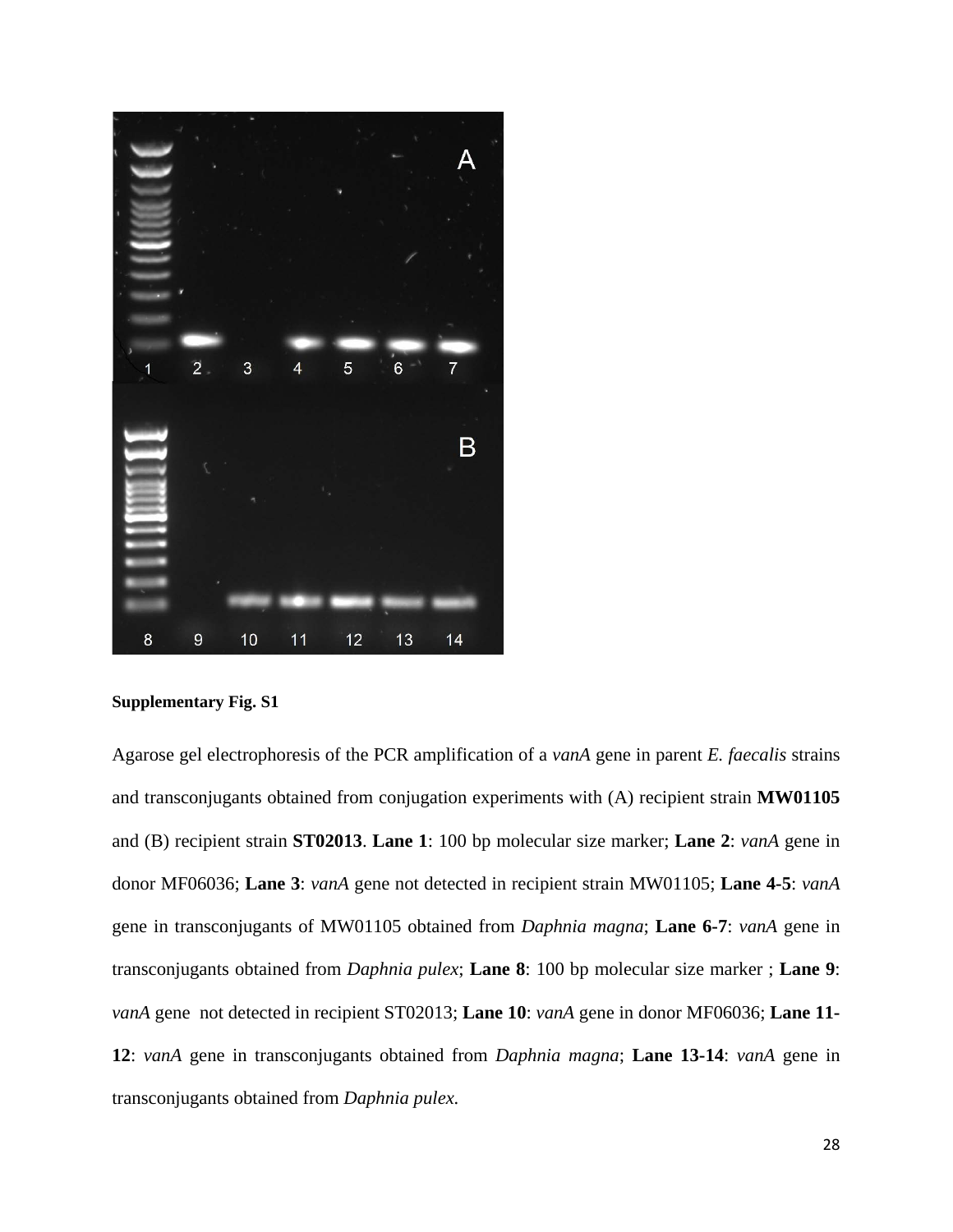**Supplementary Fig. S1**

Agarose gel electrophoresis of the PCR amplification of a *vanA* gene in parent *E. faecalis* strains and transconjugants obtained from conjugation experiments with (A) recipient strain **MW01105** and (B) recipient strain **ST02013**. **Lane 1**: 100 bp molecular size marker; **Lane 2**: *vanA* gene in donor MF06036; **Lane 3**: *vanA* gene not detected in recipient strain MW01105; **Lane 4-5**: *vanA* gene in transconjugants of MW01105 obtained from *Daphnia magna*; **Lane 6-7**: *vanA* gene in transconjugants obtained from *Daphnia pulex*; **Lane 8**: 100 bp molecular size marker ; **Lane 9**: *vanA* gene not detected in recipient ST02013; **Lane 10**: *vanA* gene in donor MF06036; **Lane 11-12**: *vanA* gene in transconjugants obtained from *Daphnia magna*; **Lane 13-14**: *vanA* gene in transconjugants obtained from *Daphnia pulex.*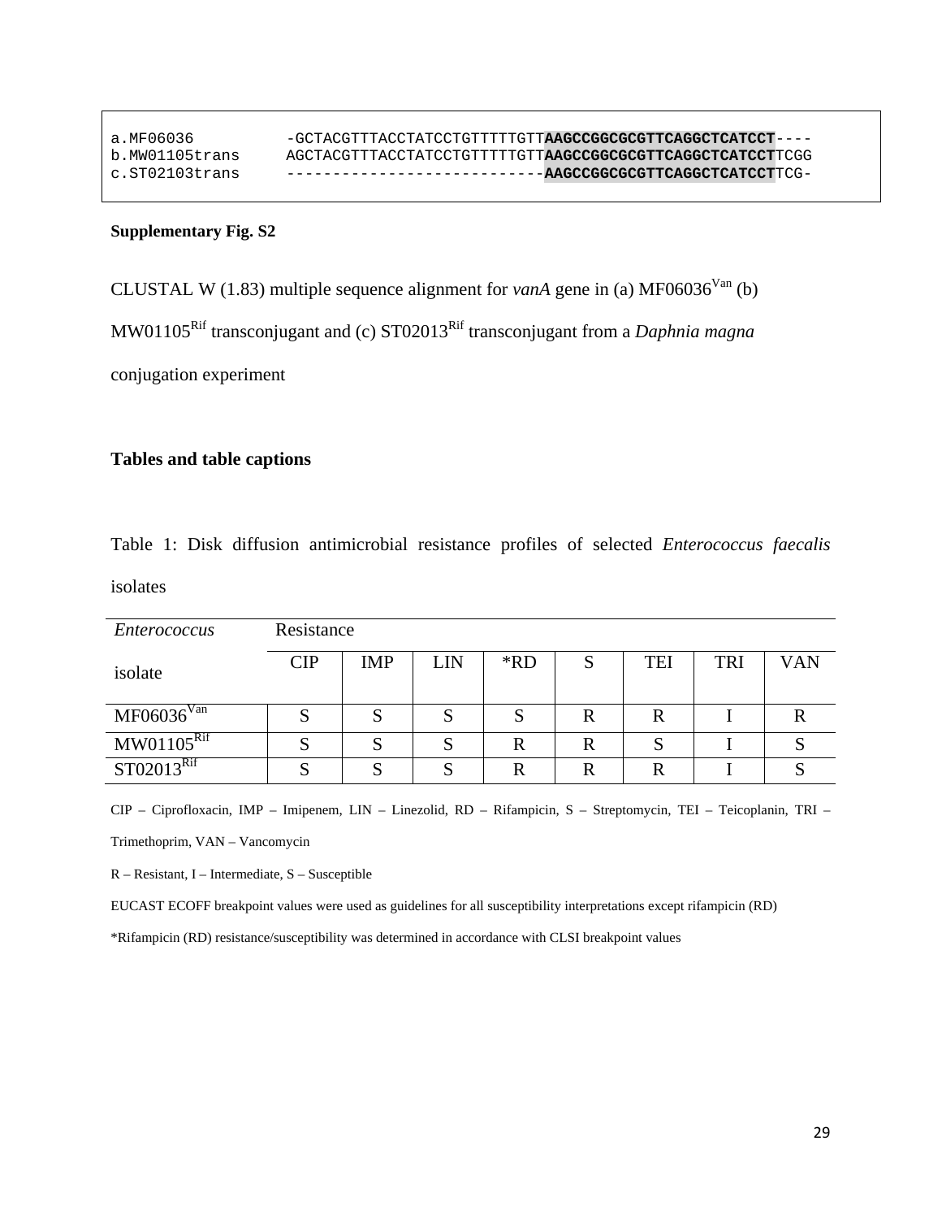```
a.MF06036        -GCTACGTTTACCTATCCTGTTTTTGTTAAGCCGGCGCGTTCAGGCTCATCCT----
b.MW01105trans   AGCTACGTTTACCTATCCTGTTTTTGTTAAGCCGGCGCGTTCAGGCTCATCCTTCGG
c.ST02103trans   ---------------------------AAGCCGGCGCGTTCAGGCTCATCCTTCG-
```

**Supplementary Fig. S2**

CLUSTAL W (1.83) multiple sequence alignment for *vanA* gene in (a) MF06036$^{Van}$ (b) MW01105$^{Rif}$ transconjugant and (c) ST02013$^{Rif}$ transconjugant from a *Daphnia magna* conjugation experiment

## Tables and table captions

Table 1: Disk diffusion antimicrobial resistance profiles of selected *Enterococcus faecalis* isolates

| *Enterococcus* isolate | Resistance | | | | | | | |
|---|---|---|---|---|---|---|---|---|
| | CIP | IMP | LIN | *RD | S | TEI | TRI | VAN |
| MF06036$^{Van}$ | S | S | S | S | R | R | I | R |
| MW01105$^{Rif}$ | S | S | S | R | R | S | I | S |
| ST02013$^{Rif}$ | S | S | S | R | R | R | I | S |

CIP – Ciprofloxacin, IMP – Imipenem, LIN – Linezolid, RD – Rifampicin, S – Streptomycin, TEI – Teicoplanin, TRI – Trimethoprim, VAN – Vancomycin

R – Resistant, I – Intermediate, S – Susceptible

EUCAST ECOFF breakpoint values were used as guidelines for all susceptibility interpretations except rifampicin (RD)

*Rifampicin (RD) resistance/susceptibility was determined in accordance with CLSI breakpoint values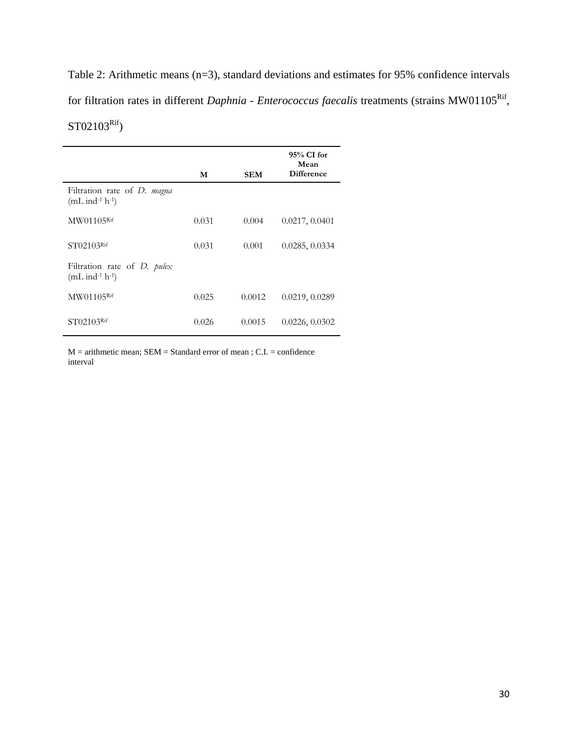Table 2: Arithmetic means (n=3), standard deviations and estimates for 95% confidence intervals for filtration rates in different *Daphnia* - *Enterococcus faecalis* treatments (strains MW01105$^{Rif}$, ST02103$^{Rif}$)

| | **M** | **SEM** | **95% CI for Mean Difference** |
|---|---|---|---|
| Filtration rate of *D. magna* (mL ind$^{-1}$ h$^{-1}$) | | | |
| MW01105$^{Rif}$ | 0.031 | 0.004 | 0.0217, 0.0401 |
| ST02103$^{Rif}$ | 0.031 | 0.001 | 0.0285, 0.0334 |
| Filtration rate of *D. pulex* (mL ind$^{-1}$ h$^{-1}$) | | | |
| MW01105$^{Rif}$ | 0.025 | 0.0012 | 0.0219, 0.0289 |
| ST02103$^{Rif}$ | 0.026 | 0.0015 | 0.0226, 0.0302 |

M = arithmetic mean; SEM = Standard error of mean ; C.I. = confidence interval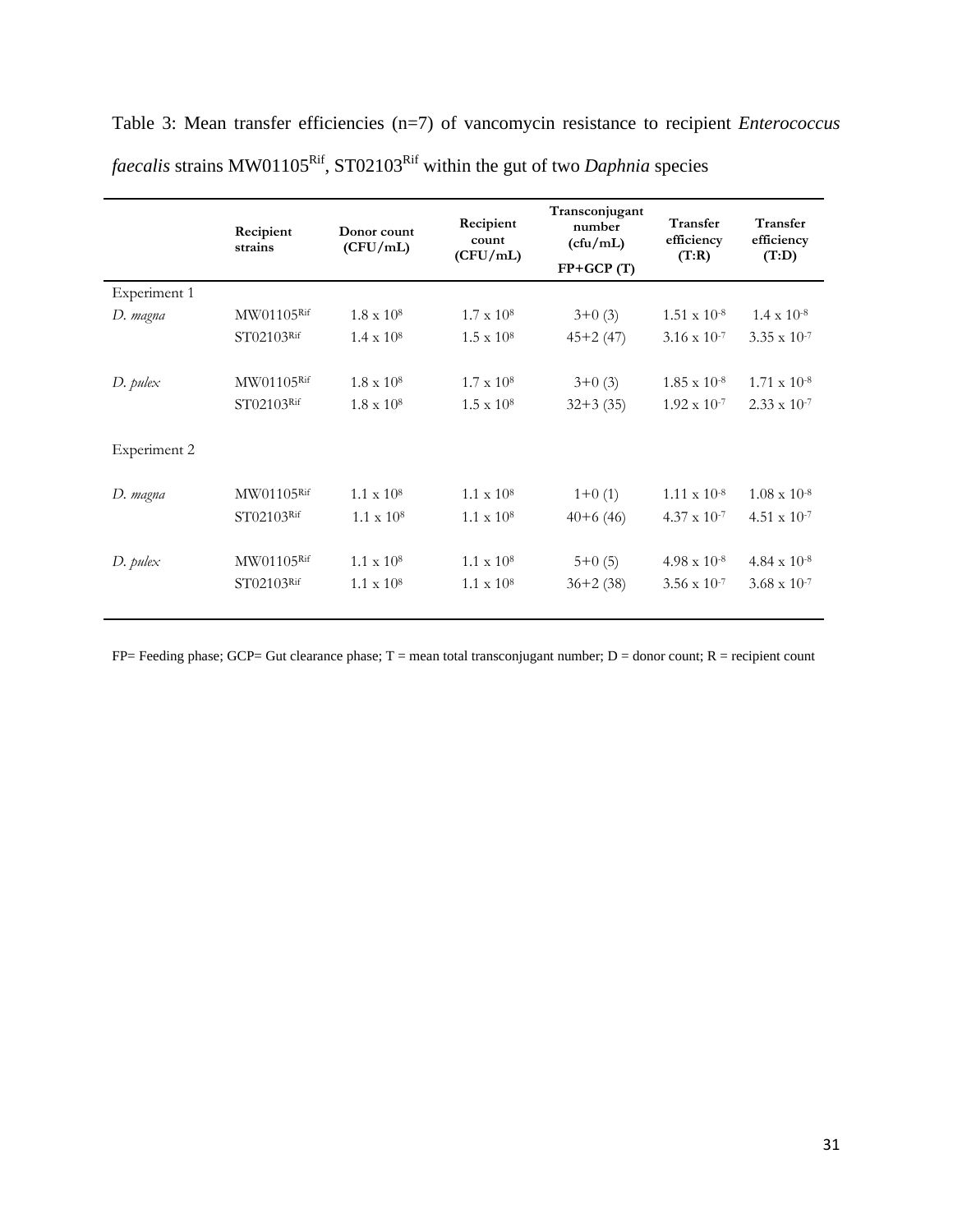Table 3: Mean transfer efficiencies (n=7) of vancomycin resistance to recipient *Enterococcus faecalis* strains MW01105$^{Rif}$, ST02103$^{Rif}$ within the gut of two *Daphnia* species

| | Recipient strains | Donor count (CFU/mL) | Recipient count (CFU/mL) | Transconjugant number (cfu/mL) FP+GCP (T) | Transfer efficiency (T:R) | Transfer efficiency (T:D) |
|---|---|---|---|---|---|---|
| Experiment 1 | | | | | | |
| *D. magna* | MW01105$^{Rif}$ | $1.8 \times 10^{8}$ | $1.7 \times 10^{8}$ | 3+0 (3) | $1.51 \times 10^{-8}$ | $1.4 \times 10^{-8}$ |
| | ST02103$^{Rif}$ | $1.4 \times 10^{8}$ | $1.5 \times 10^{8}$ | 45+2 (47) | $3.16 \times 10^{-7}$ | $3.35 \times 10^{-7}$ |
| *D. pulex* | MW01105$^{Rif}$ | $1.8 \times 10^{8}$ | $1.7 \times 10^{8}$ | 3+0 (3) | $1.85 \times 10^{-8}$ | $1.71 \times 10^{-8}$ |
| | ST02103$^{Rif}$ | $1.8 \times 10^{8}$ | $1.5 \times 10^{8}$ | 32+3 (35) | $1.92 \times 10^{-7}$ | $2.33 \times 10^{-7}$ |
| Experiment 2 | | | | | | |
| *D. magna* | MW01105$^{Rif}$ | $1.1 \times 10^{8}$ | $1.1 \times 10^{8}$ | 1+0 (1) | $1.11 \times 10^{-8}$ | $1.08 \times 10^{-8}$ |
| | ST02103$^{Rif}$ | $1.1 \times 10^{8}$ | $1.1 \times 10^{8}$ | 40+6 (46) | $4.37 \times 10^{-7}$ | $4.51 \times 10^{-7}$ |
| *D. pulex* | MW01105$^{Rif}$ | $1.1 \times 10^{8}$ | $1.1 \times 10^{8}$ | 5+0 (5) | $4.98 \times 10^{-8}$ | $4.84 \times 10^{-8}$ |
| | ST02103$^{Rif}$ | $1.1 \times 10^{8}$ | $1.1 \times 10^{8}$ | 36+2 (38) | $3.56 \times 10^{-7}$ | $3.68 \times 10^{-7}$ |

FP= Feeding phase; GCP= Gut clearance phase; T = mean total transconjugant number; D = donor count; R = recipient count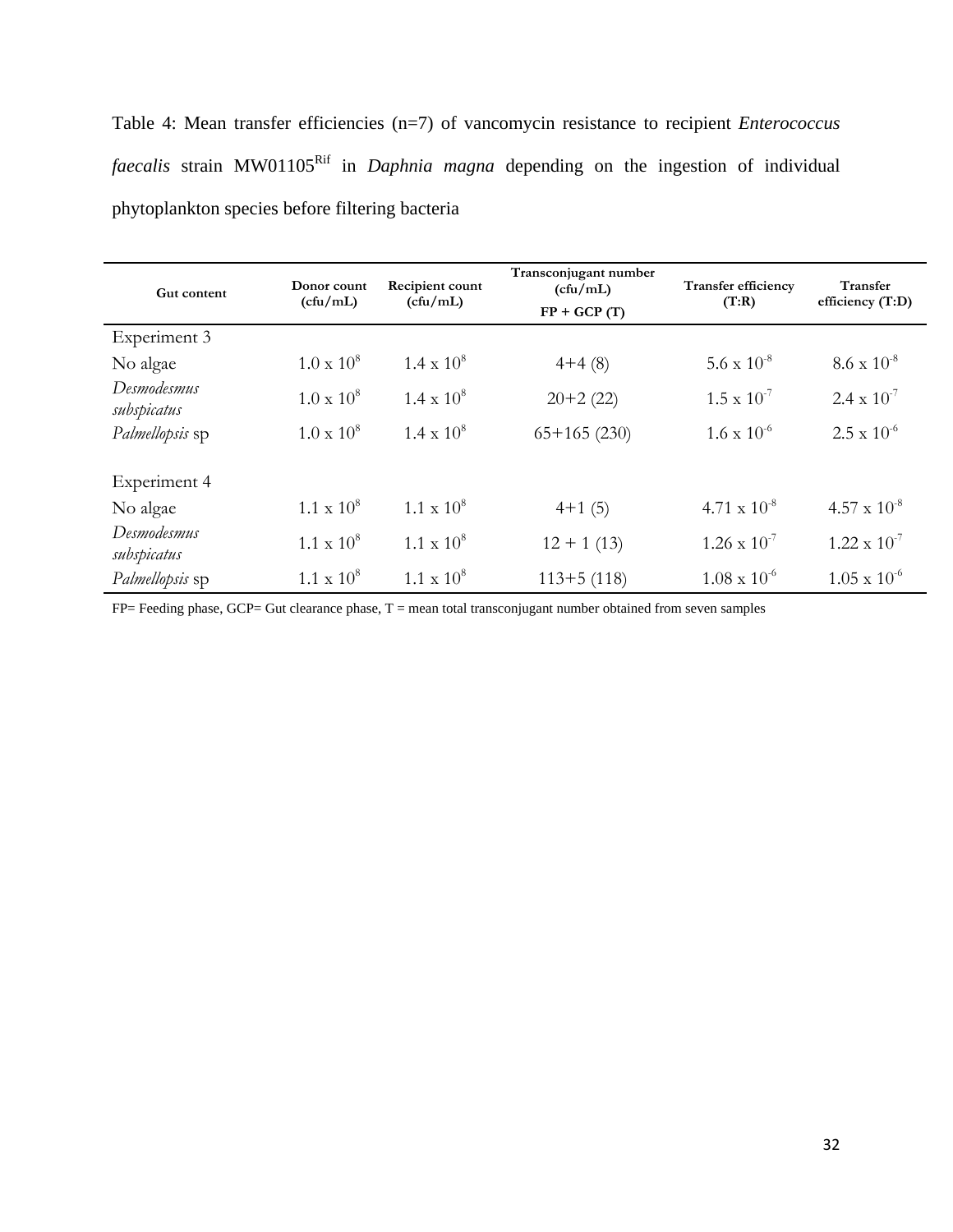Table 4: Mean transfer efficiencies (n=7) of vancomycin resistance to recipient *Enterococcus faecalis* strain MW01105[Rif] in *Daphnia magna* depending on the ingestion of individual phytoplankton species before filtering bacteria

| Gut content | Donor count (cfu/mL) | Recipient count (cfu/mL) | Transconjugant number (cfu/mL) FP + GCP (T) | Transfer efficiency (T:R) | Transfer efficiency (T:D) |
|---|---|---|---|---|---|
| Experiment 3 | | | | | |
| No algae | $1.0 \times 10^{8}$ | $1.4 \times 10^{8}$ | 4+4 (8) | $5.6 \times 10^{-8}$ | $8.6 \times 10^{-8}$ |
| *Desmodesmus subspicatus* | $1.0 \times 10^{8}$ | $1.4 \times 10^{8}$ | 20+2 (22) | $1.5 \times 10^{-7}$ | $2.4 \times 10^{-7}$ |
| *Palmellopsis* sp | $1.0 \times 10^{8}$ | $1.4 \times 10^{8}$ | 65+165 (230) | $1.6 \times 10^{-6}$ | $2.5 \times 10^{-6}$ |
| Experiment 4 | | | | | |
| No algae | $1.1 \times 10^{8}$ | $1.1 \times 10^{8}$ | 4+1 (5) | $4.71 \times 10^{-8}$ | $4.57 \times 10^{-8}$ |
| *Desmodesmus subspicatus* | $1.1 \times 10^{8}$ | $1.1 \times 10^{8}$ | 12 + 1 (13) | $1.26 \times 10^{-7}$ | $1.22 \times 10^{-7}$ |
| *Palmellopsis* sp | $1.1 \times 10^{8}$ | $1.1 \times 10^{8}$ | 113+5 (118) | $1.08 \times 10^{-6}$ | $1.05 \times 10^{-6}$ |

FP= Feeding phase, GCP= Gut clearance phase, T = mean total transconjugant number obtained from seven samples